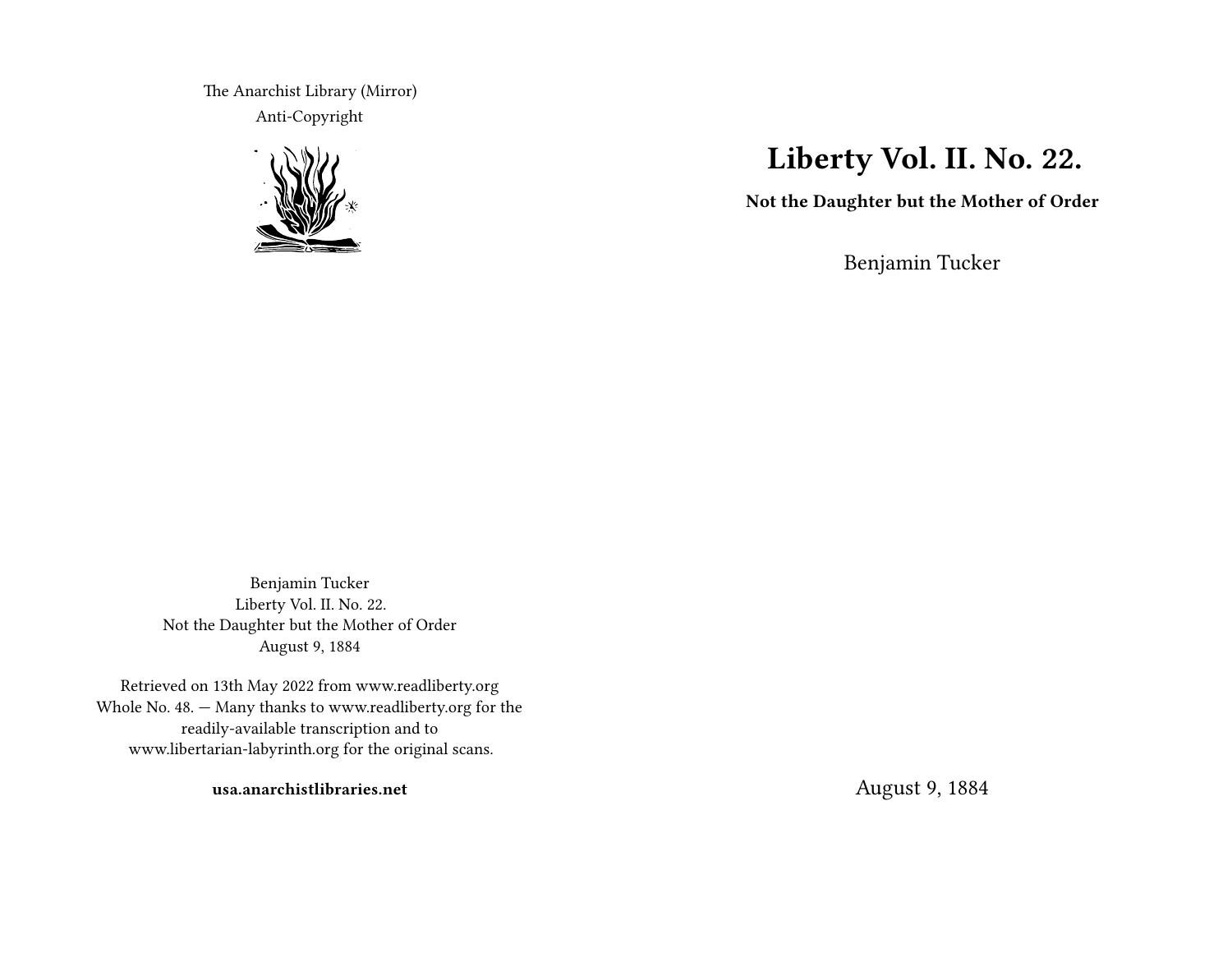# Liberty Vol. II. No. 22.

**Not the Daughter but the Mother of Order**

Benjamin Tucker

August 9, 1884

The Anarchist Library (Mirror)
Anti-Copyright

Benjamin Tucker
Liberty Vol. II. No. 22.
Not the Daughter but the Mother of Order
August 9, 1884

Retrieved on 13th May 2022 from www.readliberty.org
Whole No. 48. — Many thanks to www.readliberty.org for the readily-available transcription and to www.libertarian-labyrinth.org for the original scans.

**usa.anarchistlibraries.net**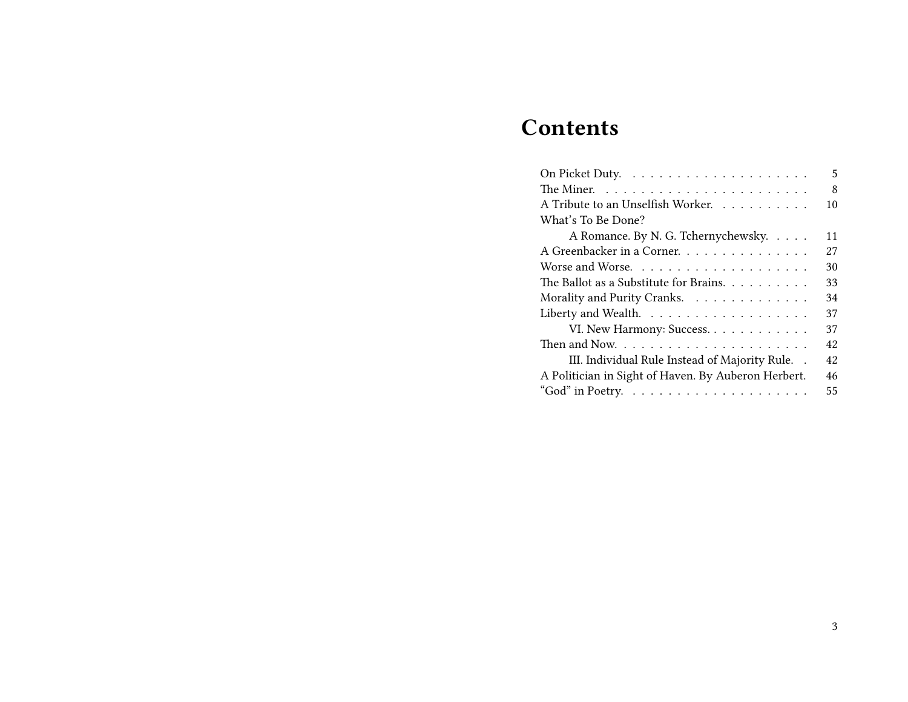# Contents

- On Picket Duty. 5
- The Miner. 8
- A Tribute to an Unselfish Worker. 10
- What's To Be Done?
  - A Romance. By N. G. Tchernychewsky. 11
- A Greenbacker in a Corner. 27
- Worse and Worse. 30
- The Ballot as a Substitute for Brains. 33
- Morality and Purity Cranks. 34
- Liberty and Wealth. 37
  - VI. New Harmony: Success. 37
- Then and Now. 42
  - III. Individual Rule Instead of Majority Rule. 42
- A Politician in Sight of Haven. By Auberon Herbert. 46
- "God" in Poetry. 55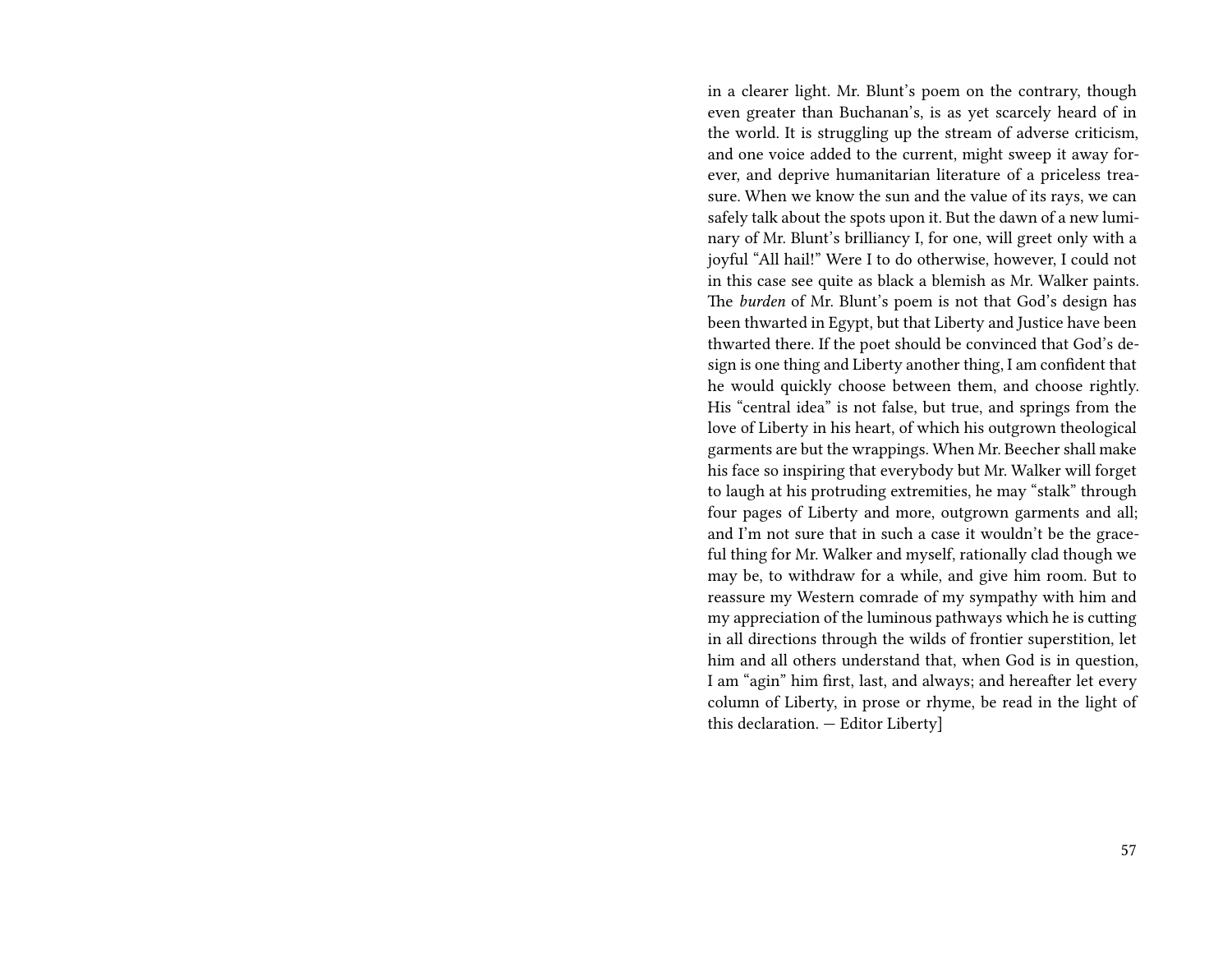in a clearer light. Mr. Blunt's poem on the contrary, though even greater than Buchanan's, is as yet scarcely heard of in the world. It is struggling up the stream of adverse criticism, and one voice added to the current, might sweep it away forever, and deprive humanitarian literature of a priceless treasure. When we know the sun and the value of its rays, we can safely talk about the spots upon it. But the dawn of a new luminary of Mr. Blunt's brilliancy I, for one, will greet only with a joyful "All hail!" Were I to do otherwise, however, I could not in this case see quite as black a blemish as Mr. Walker paints. The *burden* of Mr. Blunt's poem is not that God's design has been thwarted in Egypt, but that Liberty and Justice have been thwarted there. If the poet should be convinced that God's design is one thing and Liberty another thing, I am confident that he would quickly choose between them, and choose rightly. His "central idea" is not false, but true, and springs from the love of Liberty in his heart, of which his outgrown theological garments are but the wrappings. When Mr. Beecher shall make his face so inspiring that everybody but Mr. Walker will forget to laugh at his protruding extremities, he may "stalk" through four pages of Liberty and more, outgrown garments and all; and I'm not sure that in such a case it wouldn't be the graceful thing for Mr. Walker and myself, rationally clad though we may be, to withdraw for a while, and give him room. But to reassure my Western comrade of my sympathy with him and my appreciation of the luminous pathways which he is cutting in all directions through the wilds of frontier superstition, let him and all others understand that, when God is in question, I am "agin" him first, last, and always; and hereafter let every column of Liberty, in prose or rhyme, be read in the light of this declaration. — Editor Liberty]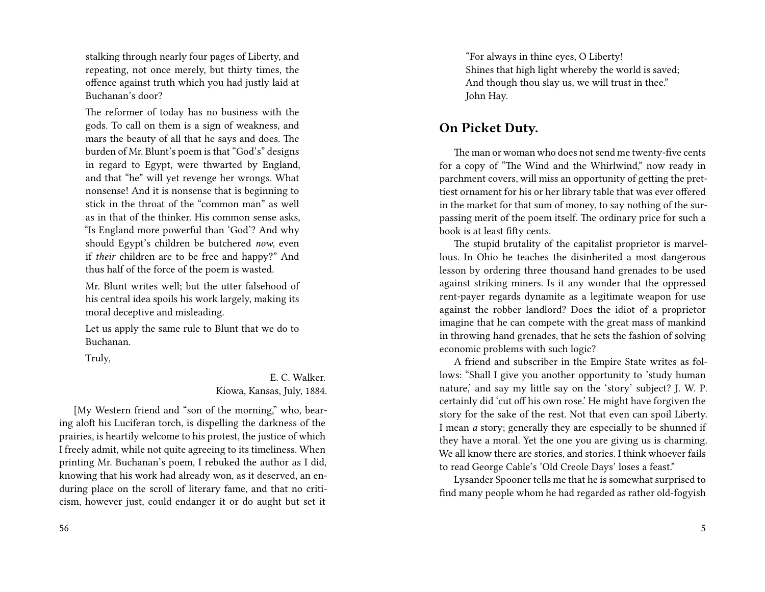stalking through nearly four pages of Liberty, and repeating, not once merely, but thirty times, the offence against truth which you had justly laid at Buchanan's door?

The reformer of today has no business with the gods. To call on them is a sign of weakness, and mars the beauty of all that he says and does. The burden of Mr. Blunt's poem is that "God's" designs in regard to Egypt, were thwarted by England, and that "he" will yet revenge her wrongs. What nonsense! And it is nonsense that is beginning to stick in the throat of the "common man" as well as in that of the thinker. His common sense asks, "Is England more powerful than 'God'? And why should Egypt's children be butchered *now*, even if *their* children are to be free and happy?" And thus half of the force of the poem is wasted.

Mr. Blunt writes well; but the utter falsehood of his central idea spoils his work largely, making its moral deceptive and misleading.

Let us apply the same rule to Blunt that we do to Buchanan.

Truly,

E. C. Walker.
Kiowa, Kansas, July, 1884.

[My Western friend and "son of the morning," who, bearing aloft his Luciferan torch, is dispelling the darkness of the prairies, is heartily welcome to his protest, the justice of which I freely admit, while not quite agreeing to its timeliness. When printing Mr. Buchanan's poem, I rebuked the author as I did, knowing that his work had already won, as it deserved, an enduring place on the scroll of literary fame, and that no criticism, however just, could endanger it or do aught but set it

"For always in thine eyes, O Liberty!
Shines that high light whereby the world is saved;
And though thou slay us, we will trust in thee."
John Hay.

## On Picket Duty.

The man or woman who does not send me twenty-five cents for a copy of "The Wind and the Whirlwind," now ready in parchment covers, will miss an opportunity of getting the prettiest ornament for his or her library table that was ever offered in the market for that sum of money, to say nothing of the surpassing merit of the poem itself. The ordinary price for such a book is at least fifty cents.

The stupid brutality of the capitalist proprietor is marvellous. In Ohio he teaches the disinherited a most dangerous lesson by ordering three thousand hand grenades to be used against striking miners. Is it any wonder that the oppressed rent-payer regards dynamite as a legitimate weapon for use against the robber landlord? Does the idiot of a proprietor imagine that he can compete with the great mass of mankind in throwing hand grenades, that he sets the fashion of solving economic problems with such logic?

A friend and subscriber in the Empire State writes as follows: "Shall I give you another opportunity to 'study human nature,' and say my little say on the 'story' subject? J. W. P. certainly did 'cut off his own rose.' He might have forgiven the story for the sake of the rest. Not that even can spoil Liberty. I mean *a* story; generally they are especially to be shunned if they have a moral. Yet the one you are giving us is charming. We all know there are stories, and stories. I think whoever fails to read George Cable's 'Old Creole Days' loses a feast."

Lysander Spooner tells me that he is somewhat surprised to find many people whom he had regarded as rather old-fogyish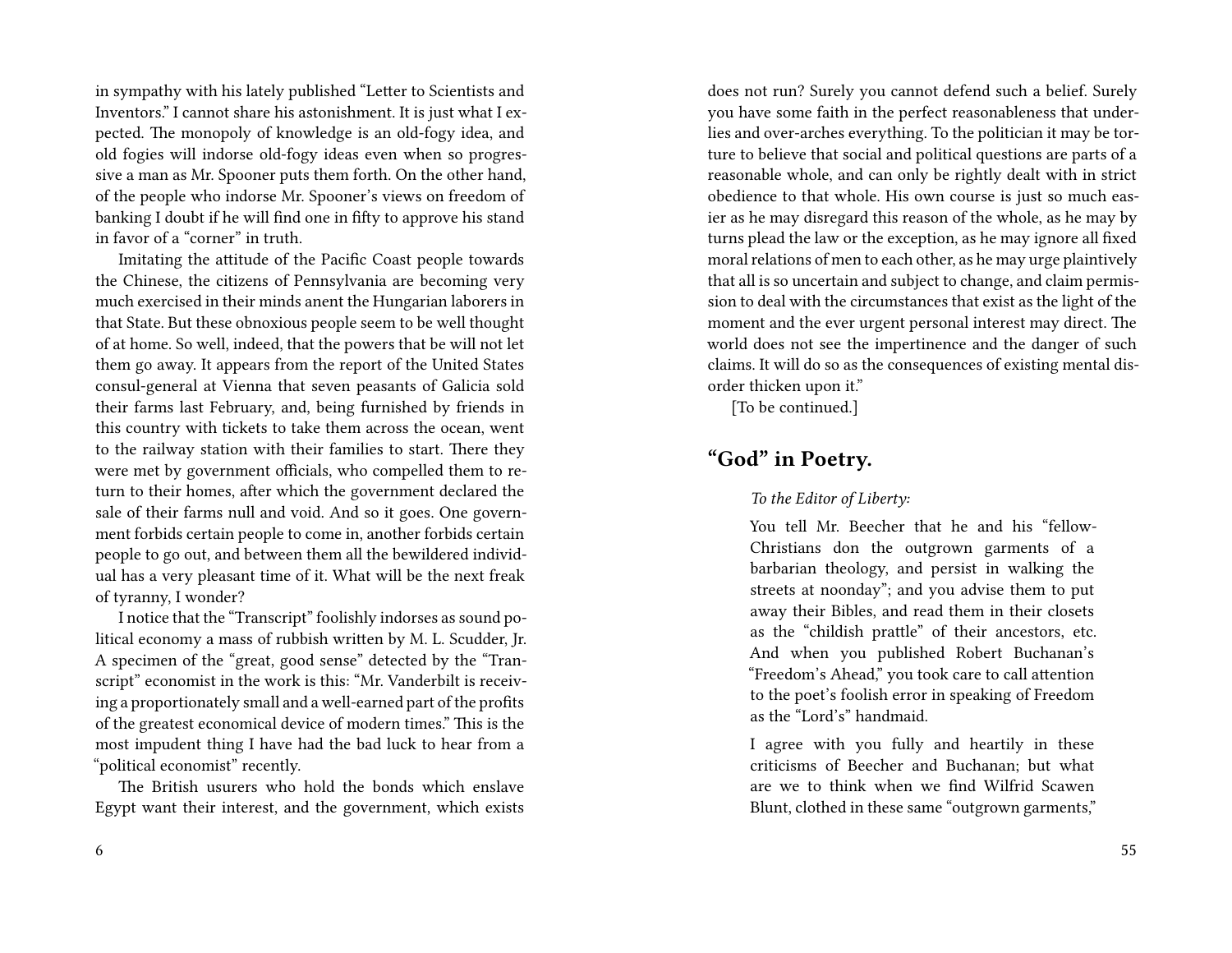in sympathy with his lately published "Letter to Scientists and Inventors." I cannot share his astonishment. It is just what I expected. The monopoly of knowledge is an old-fogy idea, and old fogies will indorse old-fogy ideas even when so progressive a man as Mr. Spooner puts them forth. On the other hand, of the people who indorse Mr. Spooner's views on freedom of banking I doubt if he will find one in fifty to approve his stand in favor of a "corner" in truth.

Imitating the attitude of the Pacific Coast people towards the Chinese, the citizens of Pennsylvania are becoming very much exercised in their minds anent the Hungarian laborers in that State. But these obnoxious people seem to be well thought of at home. So well, indeed, that the powers that be will not let them go away. It appears from the report of the United States consul-general at Vienna that seven peasants of Galicia sold their farms last February, and, being furnished by friends in this country with tickets to take them across the ocean, went to the railway station with their families to start. There they were met by government officials, who compelled them to return to their homes, after which the government declared the sale of their farms null and void. And so it goes. One government forbids certain people to come in, another forbids certain people to go out, and between them all the bewildered individual has a very pleasant time of it. What will be the next freak of tyranny, I wonder?

I notice that the "Transcript" foolishly indorses as sound political economy a mass of rubbish written by M. L. Scudder, Jr. A specimen of the "great, good sense" detected by the "Transcript" economist in the work is this: "Mr. Vanderbilt is receiving a proportionately small and a well-earned part of the profits of the greatest economical device of modern times." This is the most impudent thing I have had the bad luck to hear from a "political economist" recently.

The British usurers who hold the bonds which enslave Egypt want their interest, and the government, which exists

does not run? Surely you cannot defend such a belief. Surely you have some faith in the perfect reasonableness that underlies and over-arches everything. To the politician it may be torture to believe that social and political questions are parts of a reasonable whole, and can only be rightly dealt with in strict obedience to that whole. His own course is just so much easier as he may disregard this reason of the whole, as he may by turns plead the law or the exception, as he may ignore all fixed moral relations of men to each other, as he may urge plaintively that all is so uncertain and subject to change, and claim permission to deal with the circumstances that exist as the light of the moment and the ever urgent personal interest may direct. The world does not see the impertinence and the danger of such claims. It will do so as the consequences of existing mental disorder thicken upon it."

[To be continued.]

## "God" in Poetry.

> *To the Editor of Liberty:*
>
> You tell Mr. Beecher that he and his "fellow-Christians don the outgrown garments of a barbarian theology, and persist in walking the streets at noonday"; and you advise them to put away their Bibles, and read them in their closets as the "childish prattle" of their ancestors, etc. And when you published Robert Buchanan's "Freedom's Ahead," you took care to call attention to the poet's foolish error in speaking of Freedom as the "Lord's" handmaid.
>
> I agree with you fully and heartily in these criticisms of Beecher and Buchanan; but what are we to think when we find Wilfrid Scawen Blunt, clothed in these same "outgrown garments,"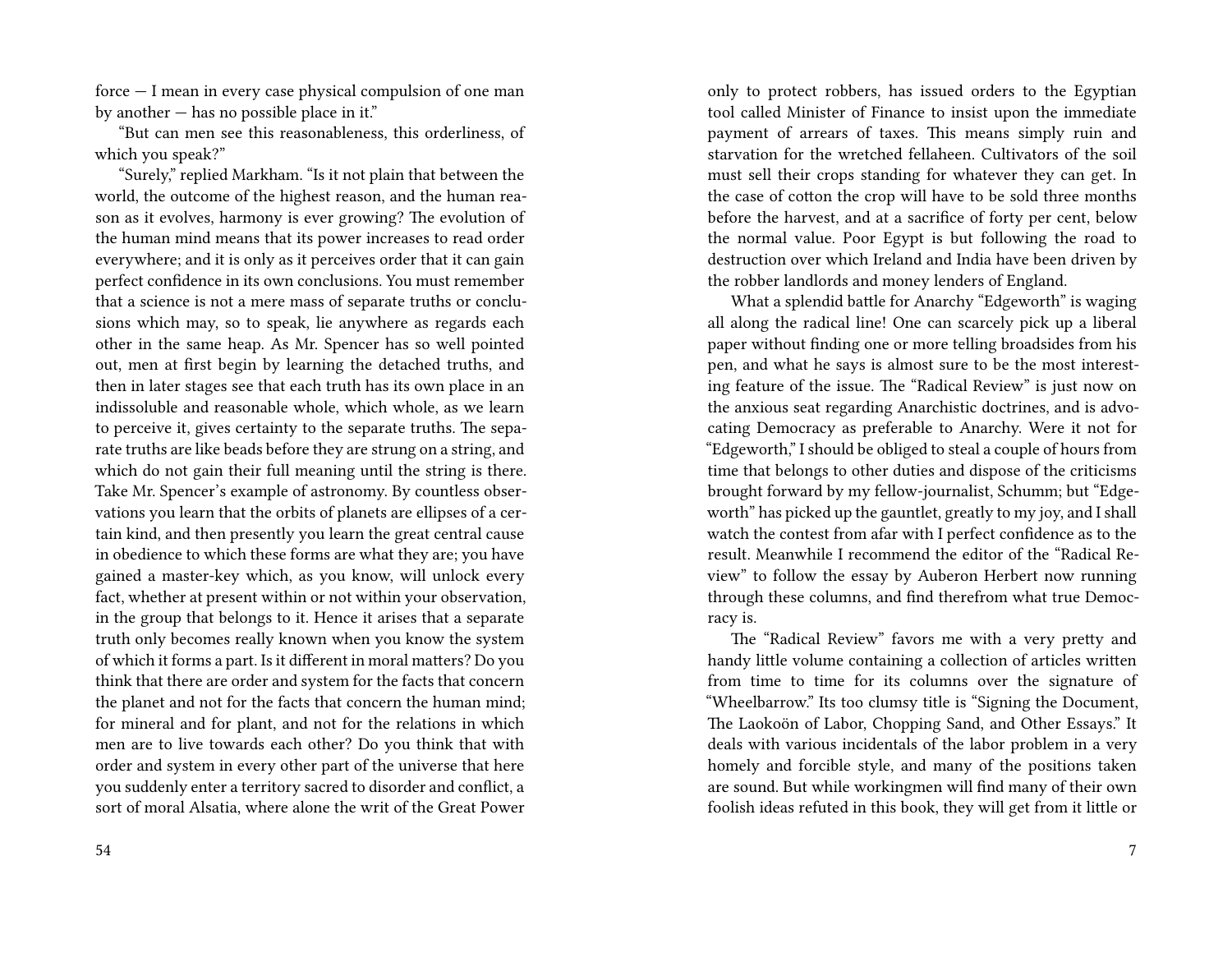force — I mean in every case physical compulsion of one man by another — has no possible place in it."

"But can men see this reasonableness, this orderliness, of which you speak?"

"Surely," replied Markham. "Is it not plain that between the world, the outcome of the highest reason, and the human reason as it evolves, harmony is ever growing? The evolution of the human mind means that its power increases to read order everywhere; and it is only as it perceives order that it can gain perfect confidence in its own conclusions. You must remember that a science is not a mere mass of separate truths or conclusions which may, so to speak, lie anywhere as regards each other in the same heap. As Mr. Spencer has so well pointed out, men at first begin by learning the detached truths, and then in later stages see that each truth has its own place in an indissoluble and reasonable whole, which whole, as we learn to perceive it, gives certainty to the separate truths. The separate truths are like beads before they are strung on a string, and which do not gain their full meaning until the string is there. Take Mr. Spencer's example of astronomy. By countless observations you learn that the orbits of planets are ellipses of a certain kind, and then presently you learn the great central cause in obedience to which these forms are what they are; you have gained a master-key which, as you know, will unlock every fact, whether at present within or not within your observation, in the group that belongs to it. Hence it arises that a separate truth only becomes really known when you know the system of which it forms a part. Is it different in moral matters? Do you think that there are order and system for the facts that concern the planet and not for the facts that concern the human mind; for mineral and for plant, and not for the relations in which men are to live towards each other? Do you think that with order and system in every other part of the universe that here you suddenly enter a territory sacred to disorder and conflict, a sort of moral Alsatia, where alone the writ of the Great Power

only to protect robbers, has issued orders to the Egyptian tool called Minister of Finance to insist upon the immediate payment of arrears of taxes. This means simply ruin and starvation for the wretched fellaheen. Cultivators of the soil must sell their crops standing for whatever they can get. In the case of cotton the crop will have to be sold three months before the harvest, and at a sacrifice of forty per cent, below the normal value. Poor Egypt is but following the road to destruction over which Ireland and India have been driven by the robber landlords and money lenders of England.

What a splendid battle for Anarchy "Edgeworth" is waging all along the radical line! One can scarcely pick up a liberal paper without finding one or more telling broadsides from his pen, and what he says is almost sure to be the most interesting feature of the issue. The "Radical Review" is just now on the anxious seat regarding Anarchistic doctrines, and is advocating Democracy as preferable to Anarchy. Were it not for "Edgeworth," I should be obliged to steal a couple of hours from time that belongs to other duties and dispose of the criticisms brought forward by my fellow-journalist, Schumm; but "Edgeworth" has picked up the gauntlet, greatly to my joy, and I shall watch the contest from afar with I perfect confidence as to the result. Meanwhile I recommend the editor of the "Radical Review" to follow the essay by Auberon Herbert now running through these columns, and find therefrom what true Democracy is.

The "Radical Review" favors me with a very pretty and handy little volume containing a collection of articles written from time to time for its columns over the signature of "Wheelbarrow." Its too clumsy title is "Signing the Document, The Laokoön of Labor, Chopping Sand, and Other Essays." It deals with various incidentals of the labor problem in a very homely and forcible style, and many of the positions taken are sound. But while workingmen will find many of their own foolish ideas refuted in this book, they will get from it little or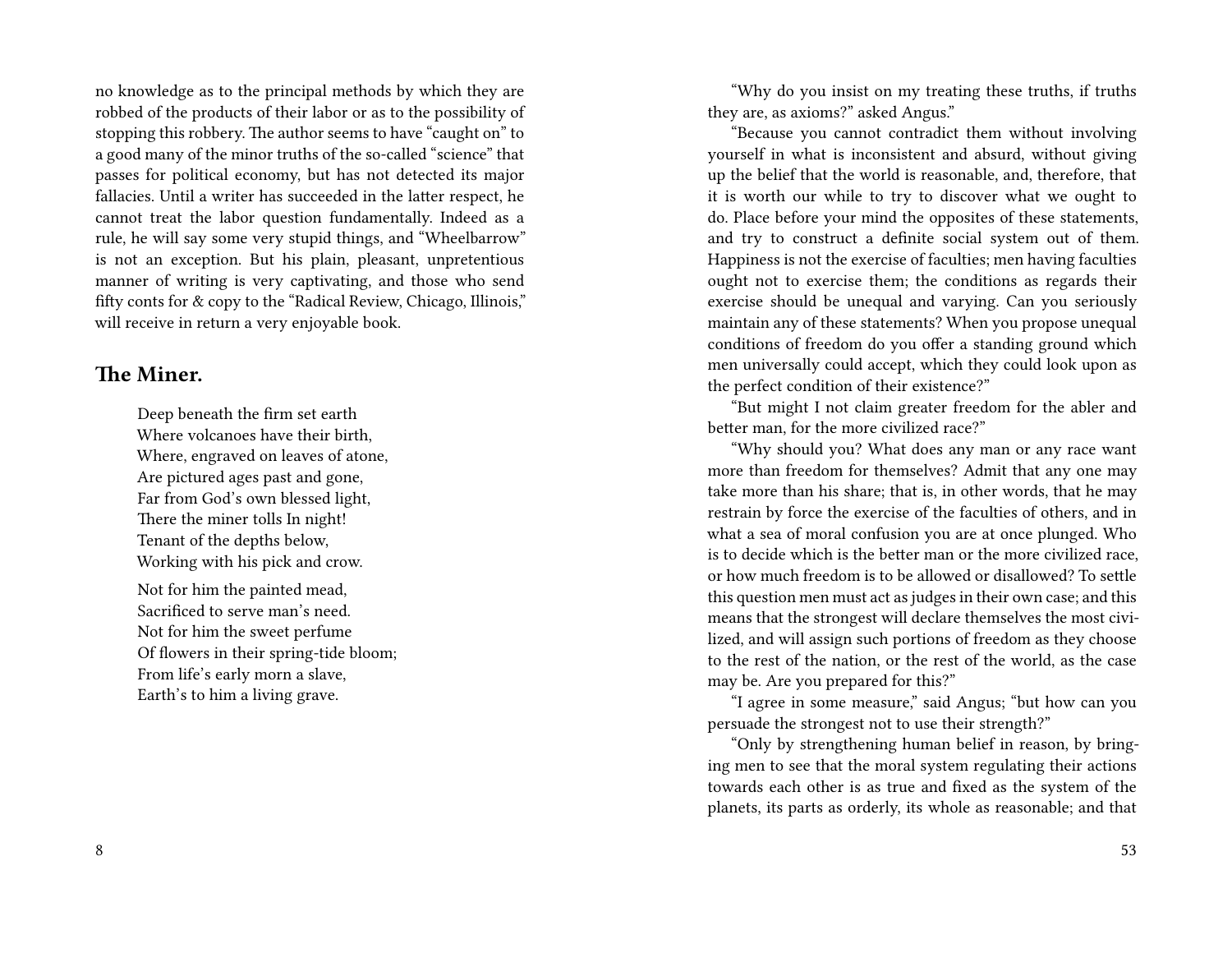no knowledge as to the principal methods by which they are robbed of the products of their labor or as to the possibility of stopping this robbery. The author seems to have "caught on" to a good many of the minor truths of the so-called "science" that passes for political economy, but has not detected its major fallacies. Until a writer has succeeded in the latter respect, he cannot treat the labor question fundamentally. Indeed as a rule, he will say some very stupid things, and "Wheelbarrow" is not an exception. But his plain, pleasant, unpretentious manner of writing is very captivating, and those who send fifty conts for & copy to the "Radical Review, Chicago, Illinois," will receive in return a very enjoyable book.

## The Miner.

> Deep beneath the firm set earth
> Where volcanoes have their birth,
> Where, engraved on leaves of atone,
> Are pictured ages past and gone,
> Far from God's own blessed light,
> There the miner tolls In night!
> Tenant of the depths below,
> Working with his pick and crow.
>
> Not for him the painted mead,
> Sacrificed to serve man's need.
> Not for him the sweet perfume
> Of flowers in their spring-tide bloom;
> From life's early morn a slave,
> Earth's to him a living grave.

"Why do you insist on my treating these truths, if truths they are, as axioms?" asked Angus."

"Because you cannot contradict them without involving yourself in what is inconsistent and absurd, without giving up the belief that the world is reasonable, and, therefore, that it is worth our while to try to discover what we ought to do. Place before your mind the opposites of these statements, and try to construct a definite social system out of them. Happiness is not the exercise of faculties; men having faculties ought not to exercise them; the conditions as regards their exercise should be unequal and varying. Can you seriously maintain any of these statements? When you propose unequal conditions of freedom do you offer a standing ground which men universally could accept, which they could look upon as the perfect condition of their existence?"

"But might I not claim greater freedom for the abler and better man, for the more civilized race?"

"Why should you? What does any man or any race want more than freedom for themselves? Admit that any one may take more than his share; that is, in other words, that he may restrain by force the exercise of the faculties of others, and in what a sea of moral confusion you are at once plunged. Who is to decide which is the better man or the more civilized race, or how much freedom is to be allowed or disallowed? To settle this question men must act as judges in their own case; and this means that the strongest will declare themselves the most civilized, and will assign such portions of freedom as they choose to the rest of the nation, or the rest of the world, as the case may be. Are you prepared for this?"

"I agree in some measure," said Angus; "but how can you persuade the strongest not to use their strength?"

"Only by strengthening human belief in reason, by bringing men to see that the moral system regulating their actions towards each other is as true and fixed as the system of the planets, its parts as orderly, its whole as reasonable; and that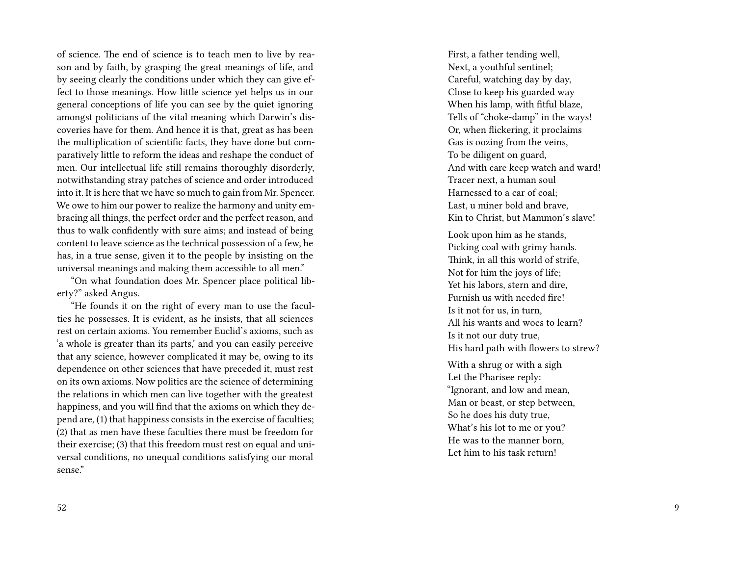of science. The end of science is to teach men to live by reason and by faith, by grasping the great meanings of life, and by seeing clearly the conditions under which they can give effect to those meanings. How little science yet helps us in our general conceptions of life you can see by the quiet ignoring amongst politicians of the vital meaning which Darwin's discoveries have for them. And hence it is that, great as has been the multiplication of scientific facts, they have done but comparatively little to reform the ideas and reshape the conduct of men. Our intellectual life still remains thoroughly disorderly, notwithstanding stray patches of science and order introduced into it. It is here that we have so much to gain from Mr. Spencer. We owe to him our power to realize the harmony and unity embracing all things, the perfect order and the perfect reason, and thus to walk confidently with sure aims; and instead of being content to leave science as the technical possession of a few, he has, in a true sense, given it to the people by insisting on the universal meanings and making them accessible to all men."

"On what foundation does Mr. Spencer place political liberty?" asked Angus.

"He founds it on the right of every man to use the faculties he possesses. It is evident, as he insists, that all sciences rest on certain axioms. You remember Euclid's axioms, such as 'a whole is greater than its parts,' and you can easily perceive that any science, however complicated it may be, owing to its dependence on other sciences that have preceded it, must rest on its own axioms. Now politics are the science of determining the relations in which men can live together with the greatest happiness, and you will find that the axioms on which they depend are, (1) that happiness consists in the exercise of faculties; (2) that as men have these faculties there must be freedom for their exercise; (3) that this freedom must rest on equal and universal conditions, no unequal conditions satisfying our moral sense."

First, a father tending well,
Next, a youthful sentinel;
Careful, watching day by day,
Close to keep his guarded way
When his lamp, with fitful blaze,
Tells of "choke-damp" in the ways!
Or, when flickering, it proclaims
Gas is oozing from the veins,
To be diligent on guard,
And with care keep watch and ward!
Tracer next, a human soul
Harnessed to a car of coal;
Last, u miner bold and brave,
Kin to Christ, but Mammon's slave!

Look upon him as he stands,
Picking coal with grimy hands.
Think, in all this world of strife,
Not for him the joys of life;
Yet his labors, stern and dire,
Furnish us with needed fire!
Is it not for us, in turn,
All his wants and woes to learn?
Is it not our duty true,
His hard path with flowers to strew?

With a shrug or with a sigh
Let the Pharisee reply:
"Ignorant, and low and mean,
Man or beast, or step between,
So he does his duty true,
What's his lot to me or you?
He was to the manner born,
Let him to his task return!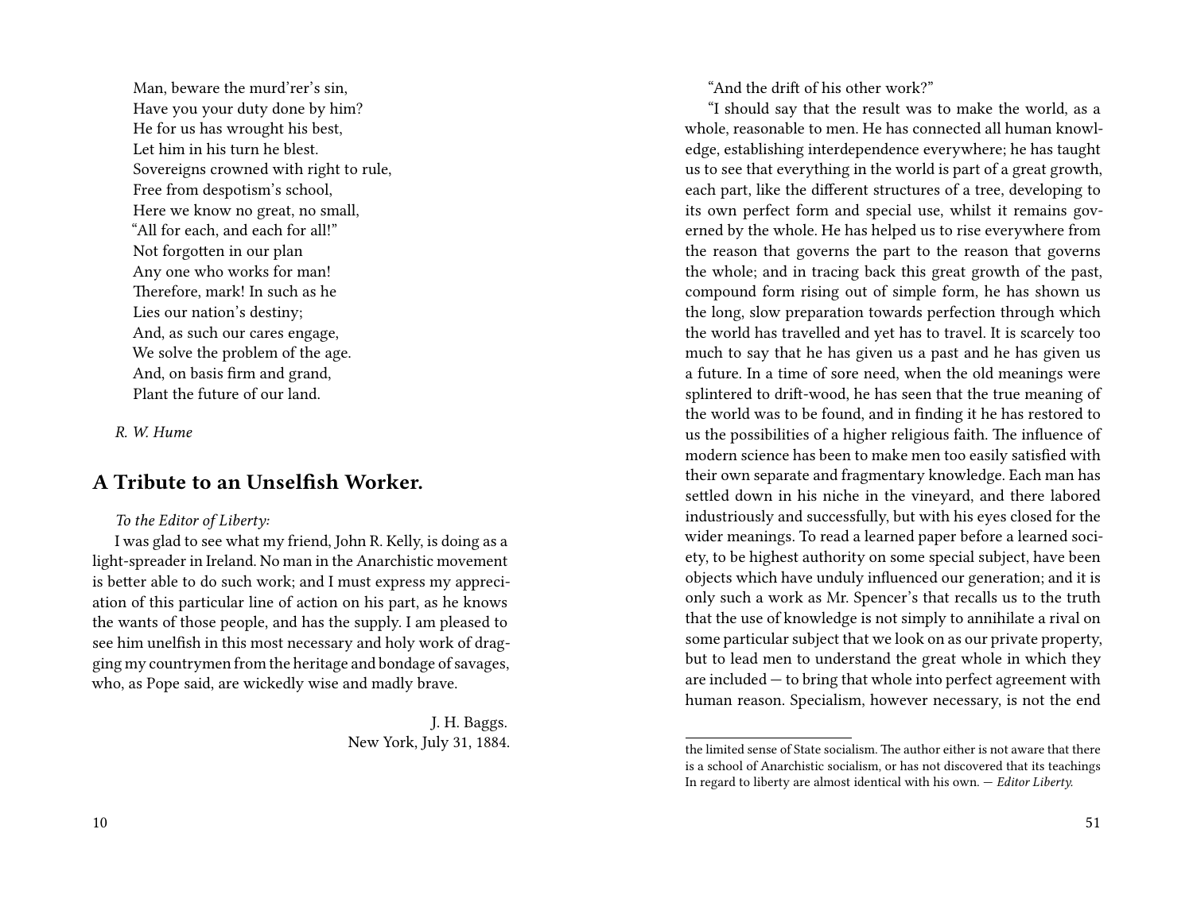Man, beware the murd'rer's sin,
Have you your duty done by him?
He for us has wrought his best,
Let him in his turn he blest.
Sovereigns crowned with right to rule,
Free from despotism's school,
Here we know no great, no small,
"All for each, and each for all!"
Not forgotten in our plan
Any one who works for man!
Therefore, mark! In such as he
Lies our nation's destiny;
And, as such our cares engage,
We solve the problem of the age.
And, on basis firm and grand,
Plant the future of our land.

*R. W. Hume*

## A Tribute to an Unselfish Worker.

*To the Editor of Liberty:*

I was glad to see what my friend, John R. Kelly, is doing as a light-spreader in Ireland. No man in the Anarchistic movement is better able to do such work; and I must express my appreciation of this particular line of action on his part, as he knows the wants of those people, and has the supply. I am pleased to see him unelfish in this most necessary and holy work of dragging my countrymen from the heritage and bondage of savages, who, as Pope said, are wickedly wise and madly brave.

J. H. Baggs.
New York, July 31, 1884.

"And the drift of his other work?"

"I should say that the result was to make the world, as a whole, reasonable to men. He has connected all human knowledge, establishing interdependence everywhere; he has taught us to see that everything in the world is part of a great growth, each part, like the different structures of a tree, developing to its own perfect form and special use, whilst it remains governed by the whole. He has helped us to rise everywhere from the reason that governs the part to the reason that governs the whole; and in tracing back this great growth of the past, compound form rising out of simple form, he has shown us the long, slow preparation towards perfection through which the world has travelled and yet has to travel. It is scarcely too much to say that he has given us a past and he has given us a future. In a time of sore need, when the old meanings were splintered to drift-wood, he has seen that the true meaning of the world was to be found, and in finding it he has restored to us the possibilities of a higher religious faith. The influence of modern science has been to make men too easily satisfied with their own separate and fragmentary knowledge. Each man has settled down in his niche in the vineyard, and there labored industriously and successfully, but with his eyes closed for the wider meanings. To read a learned paper before a learned society, to be highest authority on some special subject, have been objects which have unduly influenced our generation; and it is only such a work as Mr. Spencer's that recalls us to the truth that the use of knowledge is not simply to annihilate a rival on some particular subject that we look on as our private property, but to lead men to understand the great whole in which they are included — to bring that whole into perfect agreement with human reason. Specialism, however necessary, is not the end

---

the limited sense of State socialism. The author either is not aware that there is a school of Anarchistic socialism, or has not discovered that its teachings In regard to liberty are almost identical with his own. — *Editor Liberty.*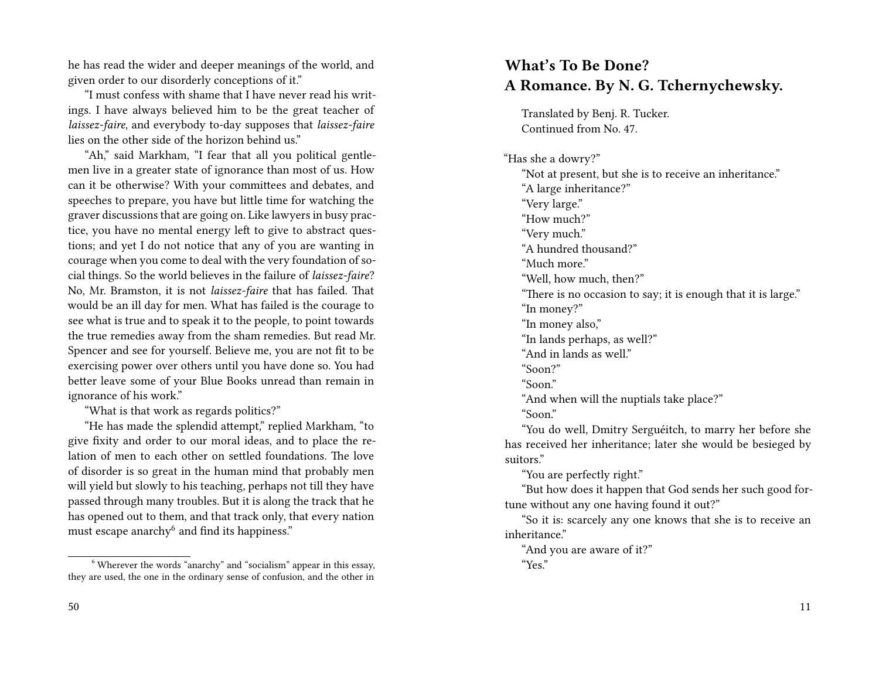he has read the wider and deeper meanings of the world, and given order to our disorderly conceptions of it."

"I must confess with shame that I have never read his writings. I have always believed him to be the great teacher of *laissez-faire*, and everybody to-day supposes that *laissez-faire* lies on the other side of the horizon behind us."

"Ah," said Markham, "I fear that all you political gentlemen live in a greater state of ignorance than most of us. How can it be otherwise? With your committees and debates, and speeches to prepare, you have but little time for watching the graver discussions that are going on. Like lawyers in busy practice, you have no mental energy left to give to abstract questions; and yet I do not notice that any of you are wanting in courage when you come to deal with the very foundation of social things. So the world believes in the failure of *laissez-faire*? No, Mr. Bramston, it is not *laissez-faire* that has failed. That would be an ill day for men. What has failed is the courage to see what is true and to speak it to the people, to point towards the true remedies away from the sham remedies. But read Mr. Spencer and see for yourself. Believe me, you are not fit to be exercising power over others until you have done so. You had better leave some of your Blue Books unread than remain in ignorance of his work."

"What is that work as regards politics?"

"He has made the splendid attempt," replied Markham, "to give fixity and order to our moral ideas, and to place the relation of men to each other on settled foundations. The love of disorder is so great in the human mind that probably men will yield but slowly to his teaching, perhaps not till they have passed through many troubles. But it is along the track that he has opened out to them, and that track only, that every nation must escape anarchy[6] and find its happiness."

[6] Wherever the words "anarchy" and "socialism" appear in this essay, they are used, the one in the ordinary sense of confusion, and the other in

## What's To Be Done?
## A Romance. By N. G. Tchernychewsky.

Translated by Benj. R. Tucker.
Continued from No. 47.

"Has she a dowry?"

"Not at present, but she is to receive an inheritance."

"A large inheritance?"

"Very large."

"How much?"

"Very much."

"A hundred thousand?"

"Much more."

"Well, how much, then?"

"There is no occasion to say; it is enough that it is large."

"In money?"

"In money also,"

"In lands perhaps, as well?"

"And in lands as well."

"Soon?"

"Soon."

"And when will the nuptials take place?"

"Soon."

"You do well, Dmitry Serguéitch, to marry her before she has received her inheritance; later she would be besieged by suitors."

"You are perfectly right."

"But how does it happen that God sends her such good fortune without any one having found it out?"

"So it is: scarcely any one knows that she is to receive an inheritance."

"And you are aware of it?"

"Yes."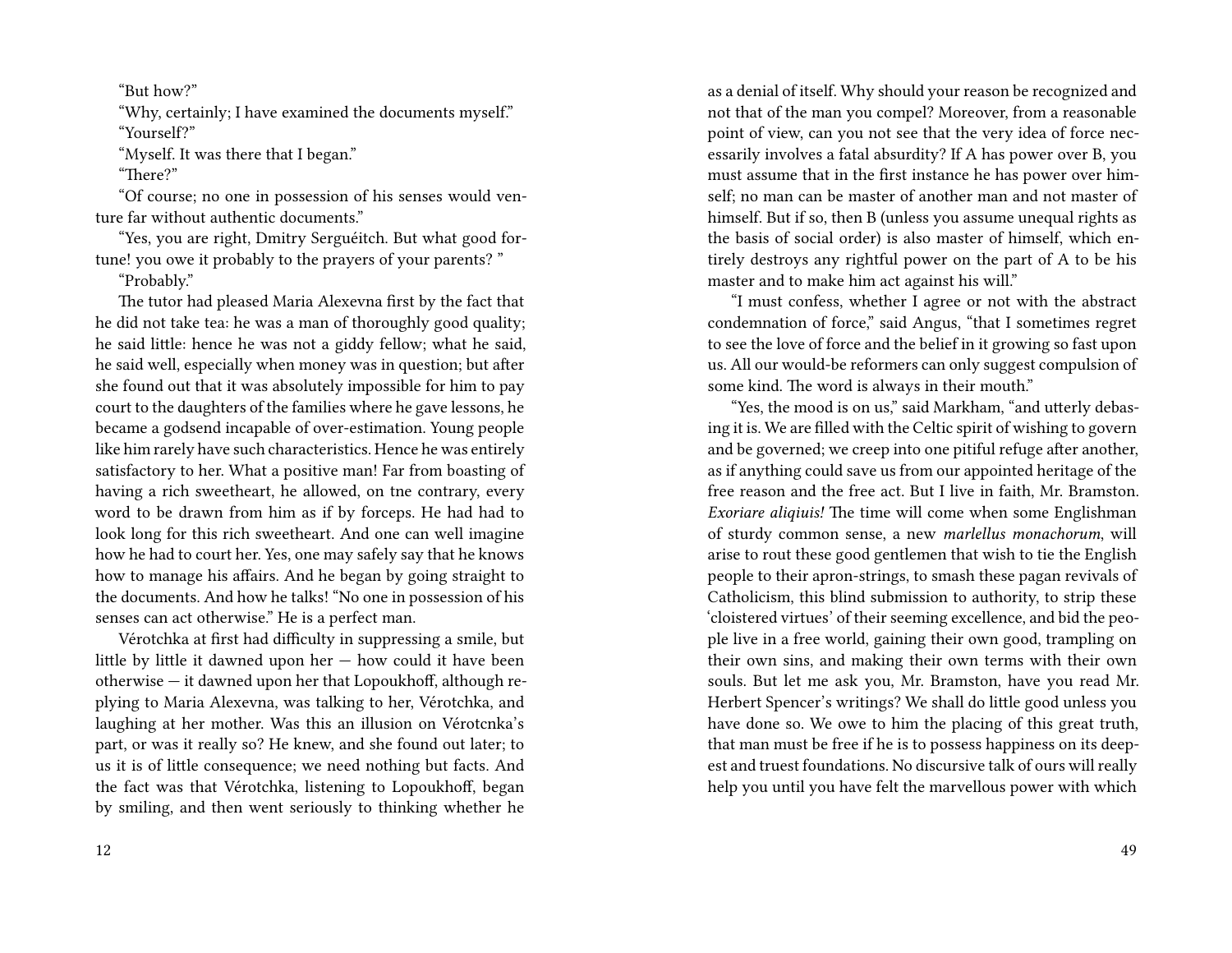"But how?"

"Why, certainly; I have examined the documents myself."

"Yourself?"

"Myself. It was there that I began."

"There?"

"Of course; no one in possession of his senses would venture far without authentic documents."

"Yes, you are right, Dmitry Serguéitch. But what good fortune! you owe it probably to the prayers of your parents? "

"Probably."

The tutor had pleased Maria Alexevna first by the fact that he did not take tea: he was a man of thoroughly good quality; he said little: hence he was not a giddy fellow; what he said, he said well, especially when money was in question; but after she found out that it was absolutely impossible for him to pay court to the daughters of the families where he gave lessons, he became a godsend incapable of over-estimation. Young people like him rarely have such characteristics. Hence he was entirely satisfactory to her. What a positive man! Far from boasting of having a rich sweetheart, he allowed, on tne contrary, every word to be drawn from him as if by forceps. He had had to look long for this rich sweetheart. And one can well imagine how he had to court her. Yes, one may safely say that he knows how to manage his affairs. And he began by going straight to the documents. And how he talks! "No one in possession of his senses can act otherwise." He is a perfect man.

Vérotchka at first had difficulty in suppressing a smile, but little by little it dawned upon her — how could it have been otherwise — it dawned upon her that Lopoukhoff, although replying to Maria Alexevna, was talking to her, Vérotchka, and laughing at her mother. Was this an illusion on Vérotcnka's part, or was it really so? He knew, and she found out later; to us it is of little consequence; we need nothing but facts. And the fact was that Vérotchka, listening to Lopoukhoff, began by smiling, and then went seriously to thinking whether he

as a denial of itself. Why should your reason be recognized and not that of the man you compel? Moreover, from a reasonable point of view, can you not see that the very idea of force necessarily involves a fatal absurdity? If A has power over B, you must assume that in the first instance he has power over himself; no man can be master of another man and not master of himself. But if so, then B (unless you assume unequal rights as the basis of social order) is also master of himself, which entirely destroys any rightful power on the part of A to be his master and to make him act against his will."

"I must confess, whether I agree or not with the abstract condemnation of force," said Angus, "that I sometimes regret to see the love of force and the belief in it growing so fast upon us. All our would-be reformers can only suggest compulsion of some kind. The word is always in their mouth."

"Yes, the mood is on us," said Markham, "and utterly debasing it is. We are filled with the Celtic spirit of wishing to govern and be governed; we creep into one pitiful refuge after another, as if anything could save us from our appointed heritage of the free reason and the free act. But I live in faith, Mr. Bramston. *Exoriare aliqiuis!* The time will come when some Englishman of sturdy common sense, a new *marlellus monachorum*, will arise to rout these good gentlemen that wish to tie the English people to their apron-strings, to smash these pagan revivals of Catholicism, this blind submission to authority, to strip these 'cloistered virtues' of their seeming excellence, and bid the people live in a free world, gaining their own good, trampling on their own sins, and making their own terms with their own souls. But let me ask you, Mr. Bramston, have you read Mr. Herbert Spencer's writings? We shall do little good unless you have done so. We owe to him the placing of this great truth, that man must be free if he is to possess happiness on its deepest and truest foundations. No discursive talk of ours will really help you until you have felt the marvellous power with which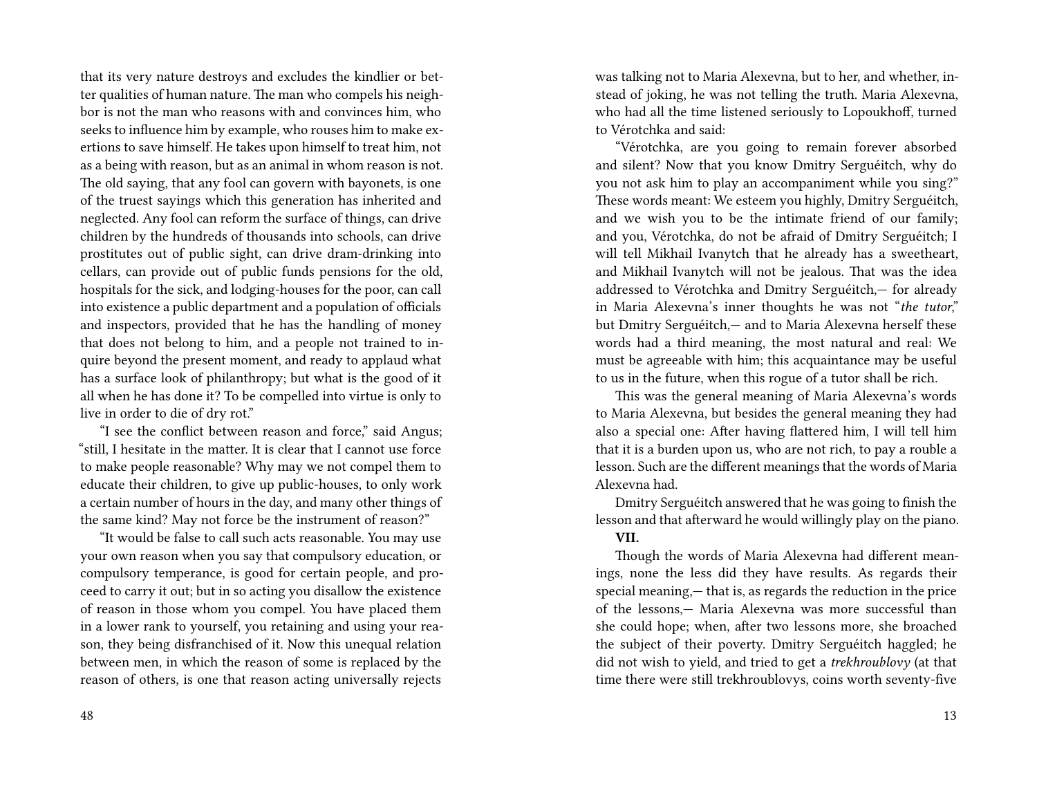that its very nature destroys and excludes the kindlier or better qualities of human nature. The man who compels his neighbor is not the man who reasons with and convinces him, who seeks to influence him by example, who rouses him to make exertions to save himself. He takes upon himself to treat him, not as a being with reason, but as an animal in whom reason is not. The old saying, that any fool can govern with bayonets, is one of the truest sayings which this generation has inherited and neglected. Any fool can reform the surface of things, can drive children by the hundreds of thousands into schools, can drive prostitutes out of public sight, can drive dram-drinking into cellars, can provide out of public funds pensions for the old, hospitals for the sick, and lodging-houses for the poor, can call into existence a public department and a population of officials and inspectors, provided that he has the handling of money that does not belong to him, and a people not trained to inquire beyond the present moment, and ready to applaud what has a surface look of philanthropy; but what is the good of it all when he has done it? To be compelled into virtue is only to live in order to die of dry rot."

"I see the conflict between reason and force," said Angus; "still, I hesitate in the matter. It is clear that I cannot use force to make people reasonable? Why may we not compel them to educate their children, to give up public-houses, to only work a certain number of hours in the day, and many other things of the same kind? May not force be the instrument of reason?"

"It would be false to call such acts reasonable. You may use your own reason when you say that compulsory education, or compulsory temperance, is good for certain people, and proceed to carry it out; but in so acting you disallow the existence of reason in those whom you compel. You have placed them in a lower rank to yourself, you retaining and using your reason, they being disfranchised of it. Now this unequal relation between men, in which the reason of some is replaced by the reason of others, is one that reason acting universally rejects

was talking not to Maria Alexevna, but to her, and whether, instead of joking, he was not telling the truth. Maria Alexevna, who had all the time listened seriously to Lopoukhoff, turned to Vérotchka and said:

"Vérotchka, are you going to remain forever absorbed and silent? Now that you know Dmitry Serguéitch, why do you not ask him to play an accompaniment while you sing?" These words meant: We esteem you highly, Dmitry Serguéitch, and we wish you to be the intimate friend of our family; and you, Vérotchka, do not be afraid of Dmitry Serguéitch; I will tell Mikhail Ivanytch that he already has a sweetheart, and Mikhail Ivanytch will not be jealous. That was the idea addressed to Vérotchka and Dmitry Serguéitch,— for already in Maria Alexevna's inner thoughts he was not "*the tutor*," but Dmitry Serguéitch,— and to Maria Alexevna herself these words had a third meaning, the most natural and real: We must be agreeable with him; this acquaintance may be useful to us in the future, when this rogue of a tutor shall be rich.

This was the general meaning of Maria Alexevna's words to Maria Alexevna, but besides the general meaning they had also a special one: After having flattered him, I will tell him that it is a burden upon us, who are not rich, to pay a rouble a lesson. Such are the different meanings that the words of Maria Alexevna had.

Dmitry Serguéitch answered that he was going to finish the lesson and that afterward he would willingly play on the piano.

**VII.**

Though the words of Maria Alexevna had different meanings, none the less did they have results. As regards their special meaning,— that is, as regards the reduction in the price of the lessons,— Maria Alexevna was more successful than she could hope; when, after two lessons more, she broached the subject of their poverty. Dmitry Serguéitch haggled; he did not wish to yield, and tried to get a *trekhroublovy* (at that time there were still trekhroublovys, coins worth seventy-five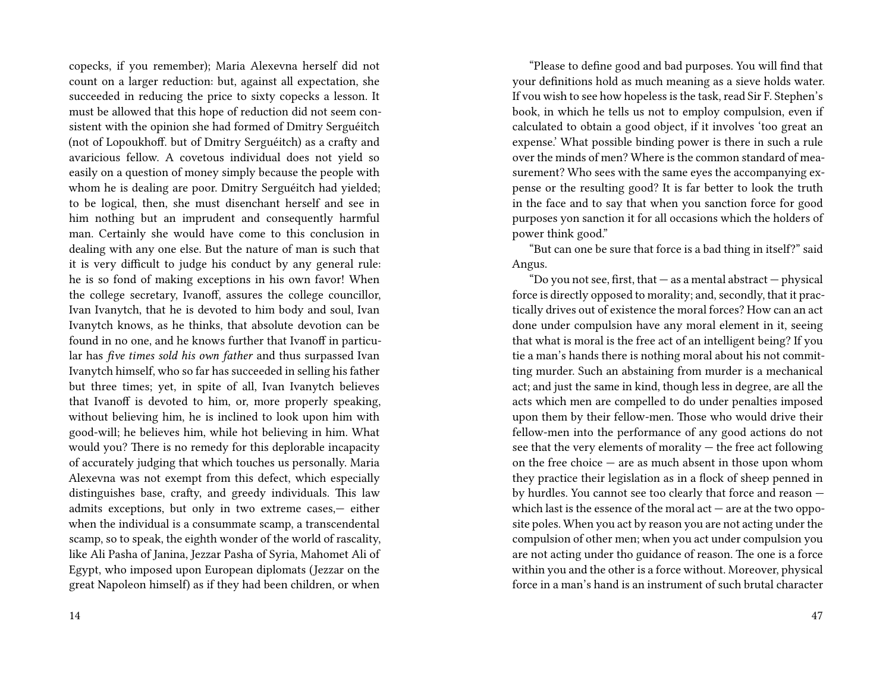copecks, if you remember); Maria Alexevna herself did not count on a larger reduction: but, against all expectation, she succeeded in reducing the price to sixty copecks a lesson. It must be allowed that this hope of reduction did not seem consistent with the opinion she had formed of Dmitry Serguéitch (not of Lopoukhoff. but of Dmitry Serguéitch) as a crafty and avaricious fellow. A covetous individual does not yield so easily on a question of money simply because the people with whom he is dealing are poor. Dmitry Serguéitch had yielded; to be logical, then, she must disenchant herself and see in him nothing but an imprudent and consequently harmful man. Certainly she would have come to this conclusion in dealing with any one else. But the nature of man is such that it is very difficult to judge his conduct by any general rule: he is so fond of making exceptions in his own favor! When the college secretary, Ivanoff, assures the college councillor, Ivan Ivanytch, that he is devoted to him body and soul, Ivan Ivanytch knows, as he thinks, that absolute devotion can be found in no one, and he knows further that Ivanoff in particular has *five times sold his own father* and thus surpassed Ivan Ivanytch himself, who so far has succeeded in selling his father but three times; yet, in spite of all, Ivan Ivanytch believes that Ivanoff is devoted to him, or, more properly speaking, without believing him, he is inclined to look upon him with good-will; he believes him, while hot believing in him. What would you? There is no remedy for this deplorable incapacity of accurately judging that which touches us personally. Maria Alexevna was not exempt from this defect, which especially distinguishes base, crafty, and greedy individuals. This law admits exceptions, but only in two extreme cases,— either when the individual is a consummate scamp, a transcendental scamp, so to speak, the eighth wonder of the world of rascality, like Ali Pasha of Janina, Jezzar Pasha of Syria, Mahomet Ali of Egypt, who imposed upon European diplomats (Jezzar on the great Napoleon himself) as if they had been children, or when

"Please to define good and bad purposes. You will find that your definitions hold as much meaning as a sieve holds water. If vou wish to see how hopeless is the task, read Sir F. Stephen's book, in which he tells us not to employ compulsion, even if calculated to obtain a good object, if it involves 'too great an expense.' What possible binding power is there in such a rule over the minds of men? Where is the common standard of measurement? Who sees with the same eyes the accompanying expense or the resulting good? It is far better to look the truth in the face and to say that when you sanction force for good purposes yon sanction it for all occasions which the holders of power think good."

"But can one be sure that force is a bad thing in itself?" said Angus.

"Do you not see, first, that — as a mental abstract — physical force is directly opposed to morality; and, secondly, that it practically drives out of existence the moral forces? How can an act done under compulsion have any moral element in it, seeing that what is moral is the free act of an intelligent being? If you tie a man's hands there is nothing moral about his not committing murder. Such an abstaining from murder is a mechanical act; and just the same in kind, though less in degree, are all the acts which men are compelled to do under penalties imposed upon them by their fellow-men. Those who would drive their fellow-men into the performance of any good actions do not see that the very elements of morality — the free act following on the free choice — are as much absent in those upon whom they practice their legislation as in a flock of sheep penned in by hurdles. You cannot see too clearly that force and reason — which last is the essence of the moral act — are at the two opposite poles. When you act by reason you are not acting under the compulsion of other men; when you act under compulsion you are not acting under tho guidance of reason. The one is a force within you and the other is a force without. Moreover, physical force in a man's hand is an instrument of such brutal character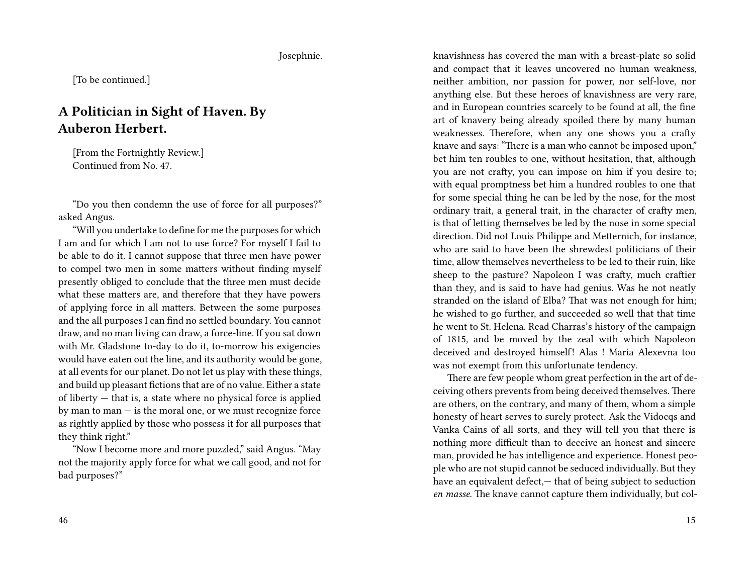Josephnie.

[To be continued.]

## A Politician in Sight of Haven. By Auberon Herbert.

[From the Fortnightly Review.]
Continued from No. 47.

"Do you then condemn the use of force for all purposes?" asked Angus.

"Will you undertake to define for me the purposes for which I am and for which I am not to use force? For myself I fail to be able to do it. I cannot suppose that three men have power to compel two men in some matters without finding myself presently obliged to conclude that the three men must decide what these matters are, and therefore that they have powers of applying force in all matters. Between the some purposes and the all purposes I can find no settled boundary. You cannot draw, and no man living can draw, a force-line. If you sat down with Mr. Gladstone to-day to do it, to-morrow his exigencies would have eaten out the line, and its authority would be gone, at all events for our planet. Do not let us play with these things, and build up pleasant fictions that are of no value. Either a state of liberty — that is, a state where no physical force is applied by man to man — is the moral one, or we must recognize force as rightly applied by those who possess it for all purposes that they think right."

"Now I become more and more puzzled," said Angus. "May not the majority apply force for what we call good, and not for bad purposes?"

knavishness has covered the man with a breast-plate so solid and compact that it leaves uncovered no human weakness, neither ambition, nor passion for power, nor self-love, nor anything else. But these heroes of knavishness are very rare, and in European countries scarcely to be found at all, the fine art of knavery being already spoiled there by many human weaknesses. Therefore, when any one shows you a crafty knave and says: "There is a man who cannot be imposed upon," bet him ten roubles to one, without hesitation, that, although you are not crafty, you can impose on him if you desire to; with equal promptness bet him a hundred roubles to one that for some special thing he can be led by the nose, for the most ordinary trait, a general trait, in the character of crafty men, is that of letting themselves be led by the nose in some special direction. Did not Louis Philippe and Metternich, for instance, who are said to have been the shrewdest politicians of their time, allow themselves nevertheless to be led to their ruin, like sheep to the pasture? Napoleon I was crafty, much craftier than they, and is said to have had genius. Was he not neatly stranded on the island of Elba? That was not enough for him; he wished to go further, and succeeded so well that that time he went to St. Helena. Read Charras's history of the campaign of 1815, and be moved by the zeal with which Napoleon deceived and destroyed himself! Alas ! Maria Alexevna too was not exempt from this unfortunate tendency.

There are few people whom great perfection in the art of deceiving others prevents from being deceived themselves. There are others, on the contrary, and many of them, whom a simple honesty of heart serves to surely protect. Ask the Vidocqs and Vanka Cains of all sorts, and they will tell you that there is nothing more difficult than to deceive an honest and sincere man, provided he has intelligence and experience. Honest people who are not stupid cannot be seduced individually. But they have an equivalent defect,— that of being subject to seduction *en masse*. The knave cannot capture them individually, but col-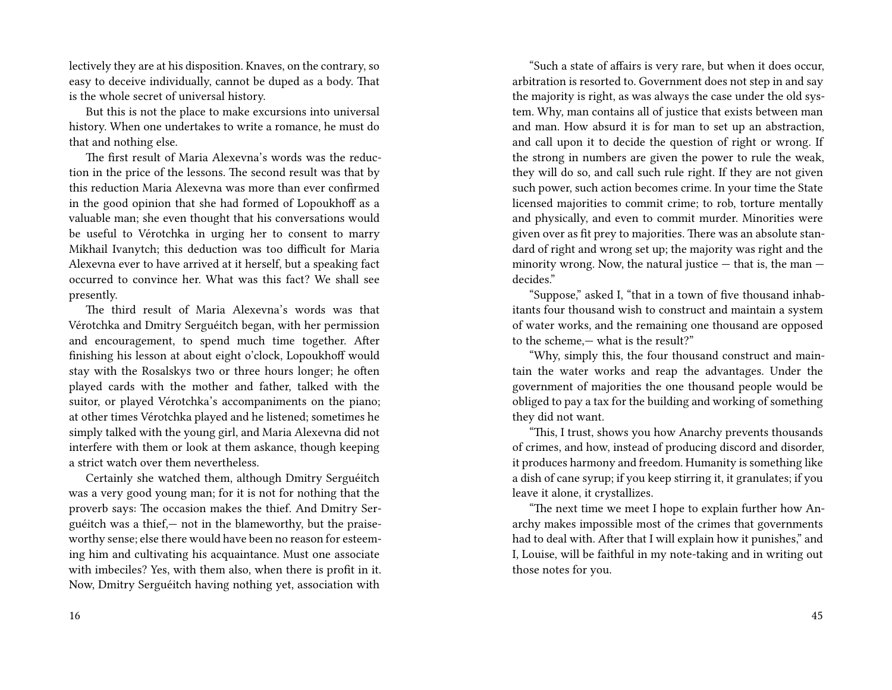lectively they are at his disposition. Knaves, on the contrary, so easy to deceive individually, cannot be duped as a body. That is the whole secret of universal history.

But this is not the place to make excursions into universal history. When one undertakes to write a romance, he must do that and nothing else.

The first result of Maria Alexevna's words was the reduction in the price of the lessons. The second result was that by this reduction Maria Alexevna was more than ever confirmed in the good opinion that she had formed of Lopoukhoff as a valuable man; she even thought that his conversations would be useful to Vérotchka in urging her to consent to marry Mikhail Ivanytch; this deduction was too difficult for Maria Alexevna ever to have arrived at it herself, but a speaking fact occurred to convince her. What was this fact? We shall see presently.

The third result of Maria Alexevna's words was that Vérotchka and Dmitry Serguéitch began, with her permission and encouragement, to spend much time together. After finishing his lesson at about eight o'clock, Lopoukhoff would stay with the Rosalskys two or three hours longer; he often played cards with the mother and father, talked with the suitor, or played Vérotchka's accompaniments on the piano; at other times Vérotchka played and he listened; sometimes he simply talked with the young girl, and Maria Alexevna did not interfere with them or look at them askance, though keeping a strict watch over them nevertheless.

Certainly she watched them, although Dmitry Serguéitch was a very good young man; for it is not for nothing that the proverb says: The occasion makes the thief. And Dmitry Serguéitch was a thief,— not in the blameworthy, but the praiseworthy sense; else there would have been no reason for esteeming him and cultivating his acquaintance. Must one associate with imbeciles? Yes, with them also, when there is profit in it. Now, Dmitry Serguéitch having nothing yet, association with

"Such a state of affairs is very rare, but when it does occur, arbitration is resorted to. Government does not step in and say the majority is right, as was always the case under the old system. Why, man contains all of justice that exists between man and man. How absurd it is for man to set up an abstraction, and call upon it to decide the question of right or wrong. If the strong in numbers are given the power to rule the weak, they will do so, and call such rule right. If they are not given such power, such action becomes crime. In your time the State licensed majorities to commit crime; to rob, torture mentally and physically, and even to commit murder. Minorities were given over as fit prey to majorities. There was an absolute standard of right and wrong set up; the majority was right and the minority wrong. Now, the natural justice — that is, the man — decides."

"Suppose," asked I, "that in a town of five thousand inhabitants four thousand wish to construct and maintain a system of water works, and the remaining one thousand are opposed to the scheme,— what is the result?"

"Why, simply this, the four thousand construct and maintain the water works and reap the advantages. Under the government of majorities the one thousand people would be obliged to pay a tax for the building and working of something they did not want.

"This, I trust, shows you how Anarchy prevents thousands of crimes, and how, instead of producing discord and disorder, it produces harmony and freedom. Humanity is something like a dish of cane syrup; if you keep stirring it, it granulates; if you leave it alone, it crystallizes.

"The next time we meet I hope to explain further how Anarchy makes impossible most of the crimes that governments had to deal with. After that I will explain how it punishes," and I, Louise, will be faithful in my note-taking and in writing out those notes for you.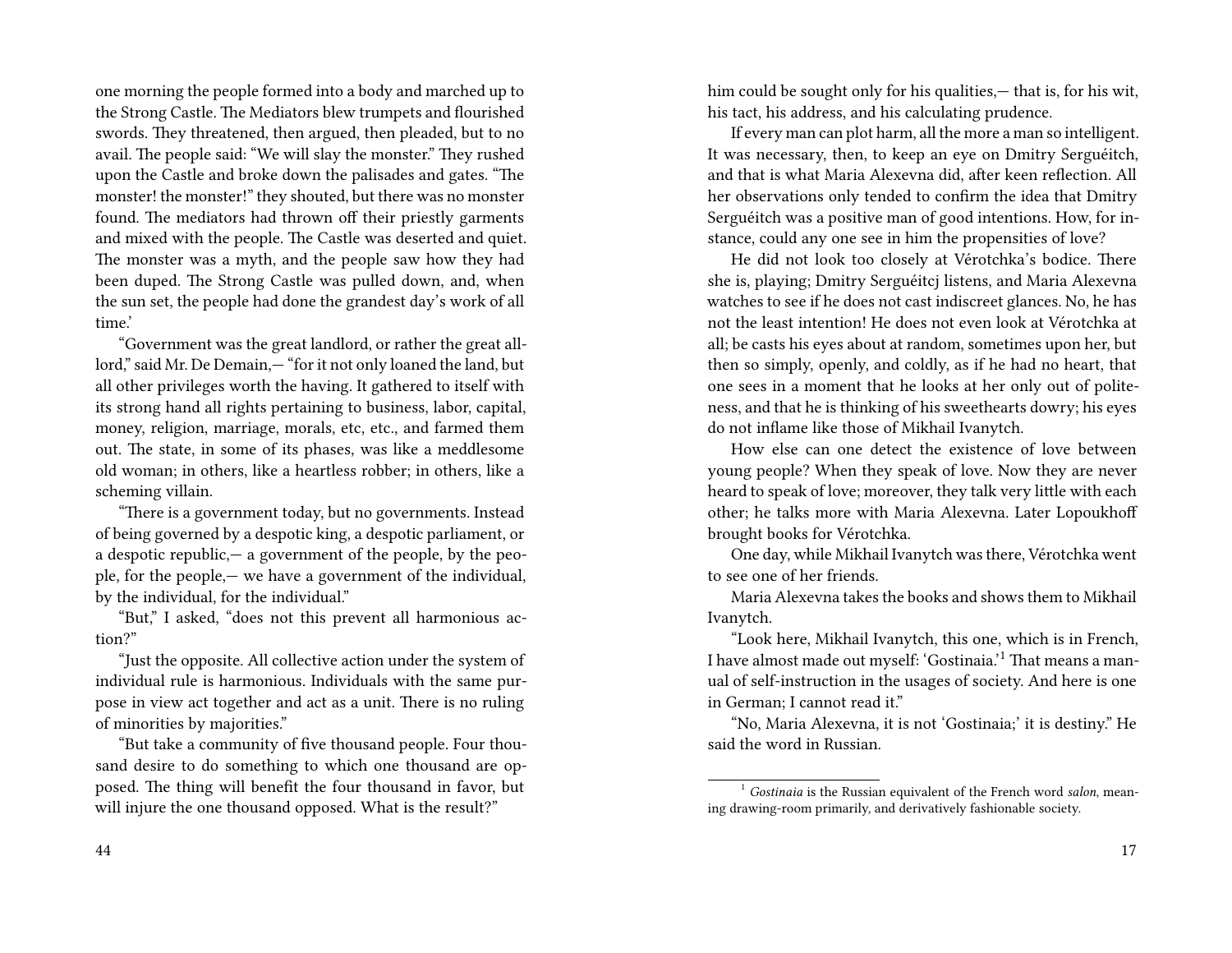one morning the people formed into a body and marched up to the Strong Castle. The Mediators blew trumpets and flourished swords. They threatened, then argued, then pleaded, but to no avail. The people said: "We will slay the monster." They rushed upon the Castle and broke down the palisades and gates. "The monster! the monster!" they shouted, but there was no monster found. The mediators had thrown off their priestly garments and mixed with the people. The Castle was deserted and quiet. The monster was a myth, and the people saw how they had been duped. The Strong Castle was pulled down, and, when the sun set, the people had done the grandest day's work of all time.'

"Government was the great landlord, or rather the great all-lord," said Mr. De Demain,— "for it not only loaned the land, but all other privileges worth the having. It gathered to itself with its strong hand all rights pertaining to business, labor, capital, money, religion, marriage, morals, etc, etc., and farmed them out. The state, in some of its phases, was like a meddlesome old woman; in others, like a heartless robber; in others, like a scheming villain.

"There is a government today, but no governments. Instead of being governed by a despotic king, a despotic parliament, or a despotic republic,— a government of the people, by the people, for the people,— we have a government of the individual, by the individual, for the individual."

"But," I asked, "does not this prevent all harmonious action?"

"Just the opposite. All collective action under the system of individual rule is harmonious. Individuals with the same purpose in view act together and act as a unit. There is no ruling of minorities by majorities."

"But take a community of five thousand people. Four thousand desire to do something to which one thousand are opposed. The thing will benefit the four thousand in favor, but will injure the one thousand opposed. What is the result?"

him could be sought only for his qualities,— that is, for his wit, his tact, his address, and his calculating prudence.

If every man can plot harm, all the more a man so intelligent. It was necessary, then, to keep an eye on Dmitry Serguéitch, and that is what Maria Alexevna did, after keen reflection. All her observations only tended to confirm the idea that Dmitry Serguéitch was a positive man of good intentions. How, for instance, could any one see in him the propensities of love?

He did not look too closely at Vérotchka's bodice. There she is, playing; Dmitry Serguéitcj listens, and Maria Alexevna watches to see if he does not cast indiscreet glances. No, he has not the least intention! He does not even look at Vérotchka at all; be casts his eyes about at random, sometimes upon her, but then so simply, openly, and coldly, as if he had no heart, that one sees in a moment that he looks at her only out of politeness, and that he is thinking of his sweethearts dowry; his eyes do not inflame like those of Mikhail Ivanytch.

How else can one detect the existence of love between young people? When they speak of love. Now they are never heard to speak of love; moreover, they talk very little with each other; he talks more with Maria Alexevna. Later Lopoukhoff brought books for Vérotchka.

One day, while Mikhail Ivanytch was there, Vérotchka went to see one of her friends.

Maria Alexevna takes the books and shows them to Mikhail Ivanytch.

"Look here, Mikhail Ivanytch, this one, which is in French, I have almost made out myself: 'Gostinaia.'[1] That means a manual of self-instruction in the usages of society. And here is one in German; I cannot read it."

"No, Maria Alexevna, it is not 'Gostinaia;' it is destiny." He said the word in Russian.

[1] *Gostinaia* is the Russian equivalent of the French word *salon*, meaning drawing-room primarily, and derivatively fashionable society.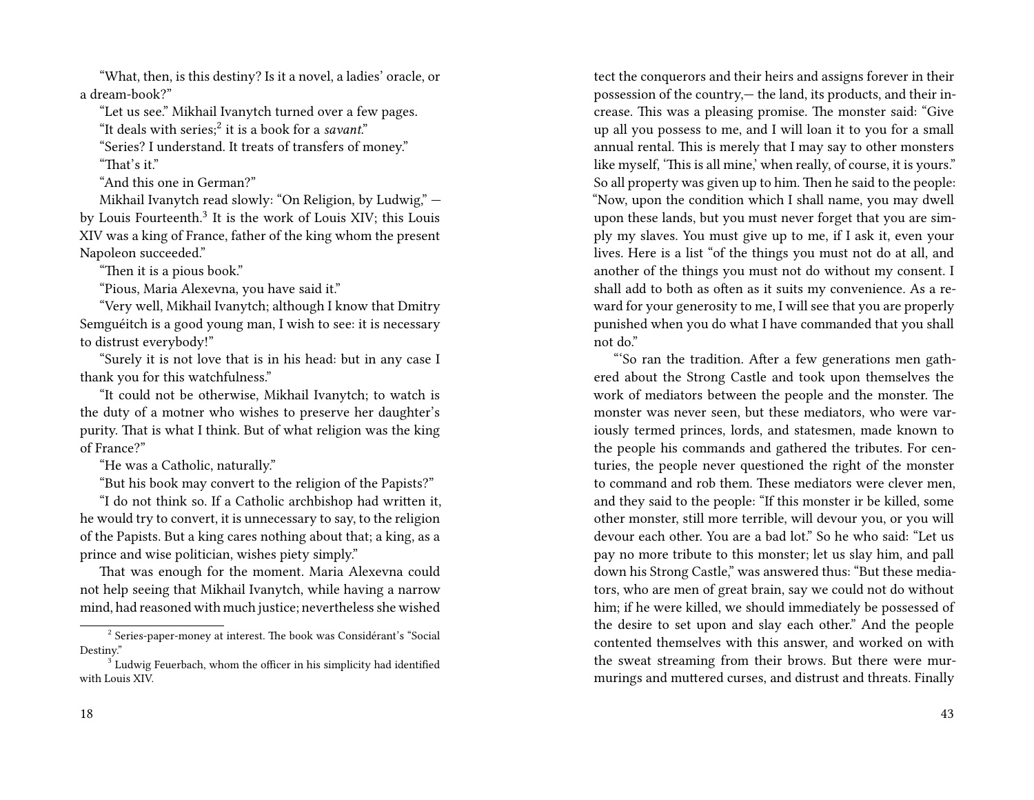"What, then, is this destiny? Is it a novel, a ladies' oracle, or a dream-book?"

"Let us see." Mikhail Ivanytch turned over a few pages.

"It deals with series;[2] it is a book for a *savant*."

"Series? I understand. It treats of transfers of money."

"That's it."

"And this one in German?"

Mikhail Ivanytch read slowly: "On Religion, by Ludwig," — by Louis Fourteenth.[3] It is the work of Louis XIV; this Louis XIV was a king of France, father of the king whom the present Napoleon succeeded."

"Then it is a pious book."

"Pious, Maria Alexevna, you have said it."

"Very well, Mikhail Ivanytch; although I know that Dmitry Semguéitch is a good young man, I wish to see: it is necessary to distrust everybody!"

"Surely it is not love that is in his head: but in any case I thank you for this watchfulness."

"It could not be otherwise, Mikhail Ivanytch; to watch is the duty of a motner who wishes to preserve her daughter's purity. That is what I think. But of what religion was the king of France?"

"He was a Catholic, naturally."

"But his book may convert to the religion of the Papists?"

"I do not think so. If a Catholic archbishop had written it, he would try to convert, it is unnecessary to say, to the religion of the Papists. But a king cares nothing about that; a king, as a prince and wise politician, wishes piety simply."

That was enough for the moment. Maria Alexevna could not help seeing that Mikhail Ivanytch, while having a narrow mind, had reasoned with much justice; nevertheless she wished

[2] Series-paper-money at interest. The book was Considérant's "Social Destiny."

[3] Ludwig Feuerbach, whom the officer in his simplicity had identified with Louis XIV.

tect the conquerors and their heirs and assigns forever in their possession of the country,— the land, its products, and their increase. This was a pleasing promise. The monster said: "Give up all you possess to me, and I will loan it to you for a small annual rental. This is merely that I may say to other monsters like myself, 'This is all mine,' when really, of course, it is yours." So all property was given up to him. Then he said to the people: "Now, upon the condition which I shall name, you may dwell upon these lands, but you must never forget that you are simply my slaves. You must give up to me, if I ask it, even your lives. Here is a list "of the things you must not do at all, and another of the things you must not do without my consent. I shall add to both as often as it suits my convenience. As a reward for your generosity to me, I will see that you are properly punished when you do what I have commanded that you shall not do."

"'So ran the tradition. After a few generations men gathered about the Strong Castle and took upon themselves the work of mediators between the people and the monster. The monster was never seen, but these mediators, who were variously termed princes, lords, and statesmen, made known to the people his commands and gathered the tributes. For centuries, the people never questioned the right of the monster to command and rob them. These mediators were clever men, and they said to the people: "If this monster ir be killed, some other monster, still more terrible, will devour you, or you will devour each other. You are a bad lot." So he who said: "Let us pay no more tribute to this monster; let us slay him, and pall down his Strong Castle," was answered thus: "But these mediators, who are men of great brain, say we could not do without him; if he were killed, we should immediately be possessed of the desire to set upon and slay each other." And the people contented themselves with this answer, and worked on with the sweat streaming from their brows. But there were murmurings and muttered curses, and distrust and threats. Finally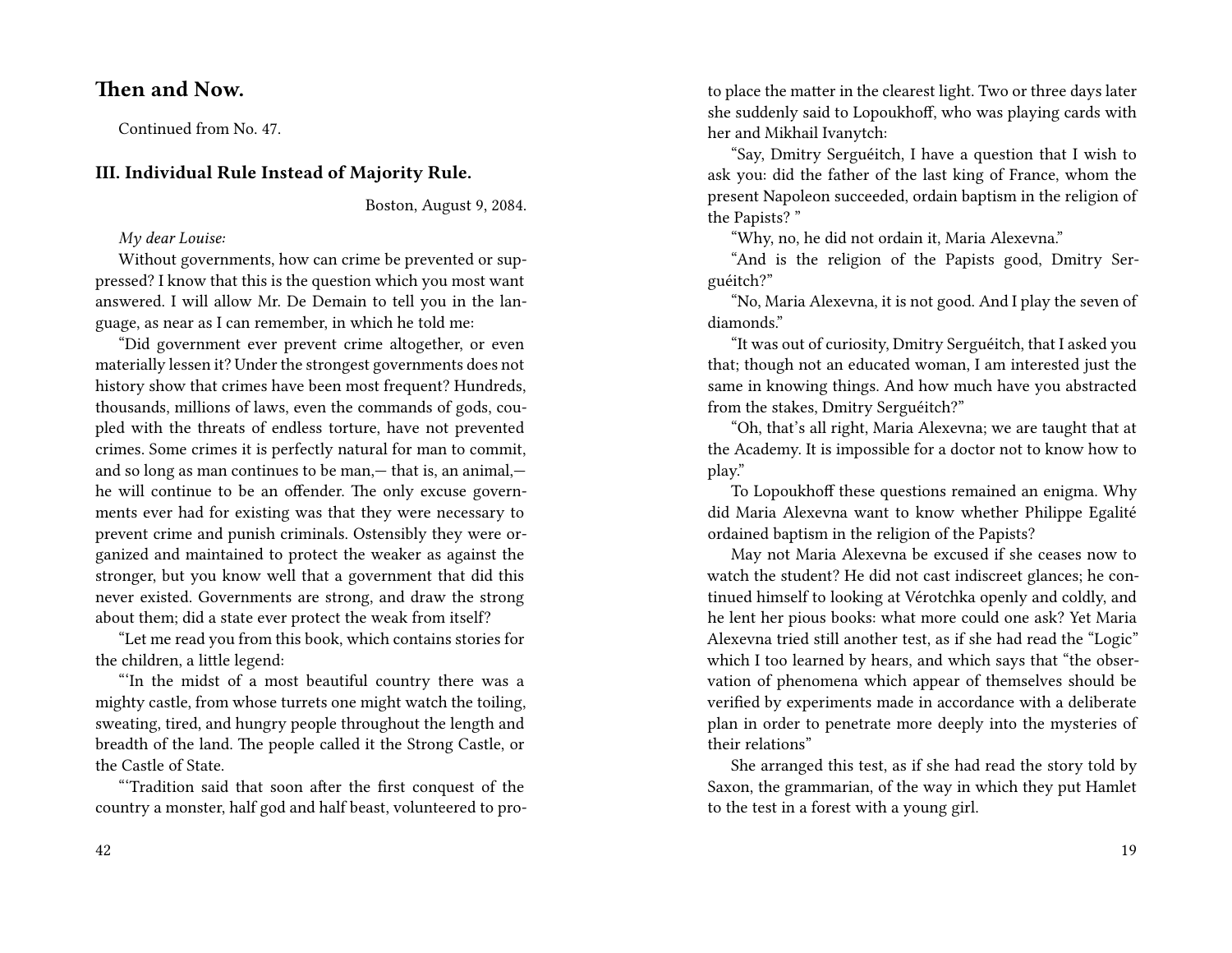## Then and Now.

Continued from No. 47.

### III. Individual Rule Instead of Majority Rule.

Boston, August 9, 2084.

*My dear Louise:*

Without governments, how can crime be prevented or suppressed? I know that this is the question which you most want answered. I will allow Mr. De Demain to tell you in the language, as near as I can remember, in which he told me:

"Did government ever prevent crime altogether, or even materially lessen it? Under the strongest governments does not history show that crimes have been most frequent? Hundreds, thousands, millions of laws, even the commands of gods, coupled with the threats of endless torture, have not prevented crimes. Some crimes it is perfectly natural for man to commit, and so long as man continues to be man,— that is, an animal,— he will continue to be an offender. The only excuse governments ever had for existing was that they were necessary to prevent crime and punish criminals. Ostensibly they were organized and maintained to protect the weaker as against the stronger, but you know well that a government that did this never existed. Governments are strong, and draw the strong about them; did a state ever protect the weak from itself?

"Let me read you from this book, which contains stories for the children, a little legend:

"'In the midst of a most beautiful country there was a mighty castle, from whose turrets one might watch the toiling, sweating, tired, and hungry people throughout the length and breadth of the land. The people called it the Strong Castle, or the Castle of State.

"'Tradition said that soon after the first conquest of the country a monster, half god and half beast, volunteered to pro-

to place the matter in the clearest light. Two or three days later she suddenly said to Lopoukhoff, who was playing cards with her and Mikhail Ivanytch:

"Say, Dmitry Serguéitch, I have a question that I wish to ask you: did the father of the last king of France, whom the present Napoleon succeeded, ordain baptism in the religion of the Papists? "

"Why, no, he did not ordain it, Maria Alexevna."

"And is the religion of the Papists good, Dmitry Serguéitch?"

"No, Maria Alexevna, it is not good. And I play the seven of diamonds."

"It was out of curiosity, Dmitry Serguéitch, that I asked you that; though not an educated woman, I am interested just the same in knowing things. And how much have you abstracted from the stakes, Dmitry Serguéitch?"

"Oh, that's all right, Maria Alexevna; we are taught that at the Academy. It is impossible for a doctor not to know how to play."

To Lopoukhoff these questions remained an enigma. Why did Maria Alexevna want to know whether Philippe Egalité ordained baptism in the religion of the Papists?

May not Maria Alexevna be excused if she ceases now to watch the student? He did not cast indiscreet glances; he continued himself to looking at Vérotchka openly and coldly, and he lent her pious books: what more could one ask? Yet Maria Alexevna tried still another test, as if she had read the "Logic" which I too learned by hears, and which says that "the observation of phenomena which appear of themselves should be verified by experiments made in accordance with a deliberate plan in order to penetrate more deeply into the mysteries of their relations"

She arranged this test, as if she had read the story told by Saxon, the grammarian, of the way in which they put Hamlet to the test in a forest with a young girl.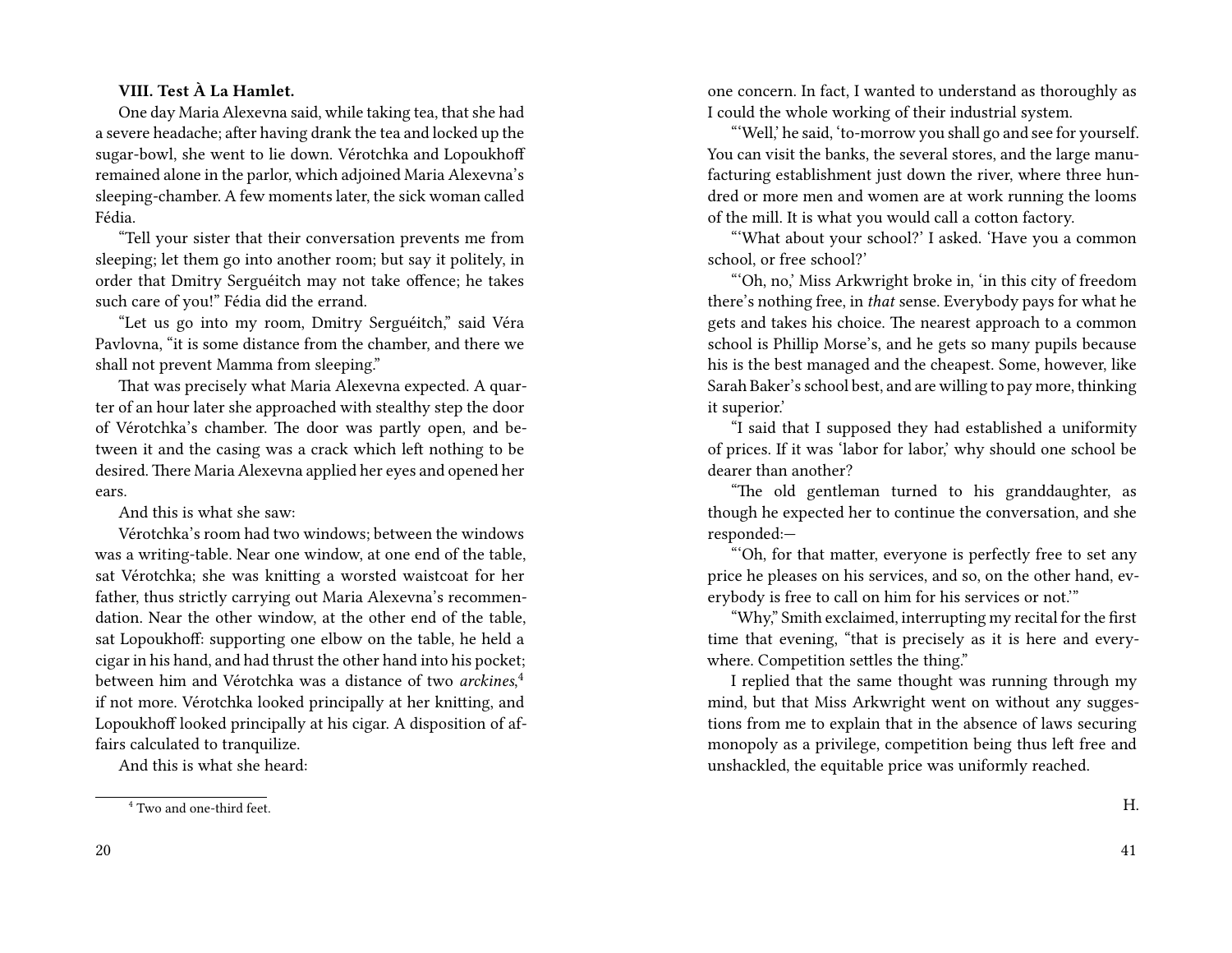### VIII. Test À La Hamlet.

One day Maria Alexevna said, while taking tea, that she had a severe headache; after having drank the tea and locked up the sugar-bowl, she went to lie down. Vérotchka and Lopoukhoff remained alone in the parlor, which adjoined Maria Alexevna's sleeping-chamber. A few moments later, the sick woman called Fédia.

"Tell your sister that their conversation prevents me from sleeping; let them go into another room; but say it politely, in order that Dmitry Serguéitch may not take offence; he takes such care of you!" Fédia did the errand.

"Let us go into my room, Dmitry Serguéitch," said Véra Pavlovna, "it is some distance from the chamber, and there we shall not prevent Mamma from sleeping."

That was precisely what Maria Alexevna expected. A quarter of an hour later she approached with stealthy step the door of Vérotchka's chamber. The door was partly open, and between it and the casing was a crack which left nothing to be desired. There Maria Alexevna applied her eyes and opened her ears.

And this is what she saw:

Vérotchka's room had two windows; between the windows was a writing-table. Near one window, at one end of the table, sat Vérotchka; she was knitting a worsted waistcoat for her father, thus strictly carrying out Maria Alexevna's recommendation. Near the other window, at the other end of the table, sat Lopoukhoff: supporting one elbow on the table, he held a cigar in his hand, and had thrust the other hand into his pocket; between him and Vérotchka was a distance of two *arckines*,[4] if not more. Vérotchka looked principally at her knitting, and Lopoukhoff looked principally at his cigar. A disposition of affairs calculated to tranquilize.

And this is what she heard:

[4] Two and one-third feet.

one concern. In fact, I wanted to understand as thoroughly as I could the whole working of their industrial system.

"'Well,' he said, 'to-morrow you shall go and see for yourself. You can visit the banks, the several stores, and the large manufacturing establishment just down the river, where three hundred or more men and women are at work running the looms of the mill. It is what you would call a cotton factory.

"'What about your school?' I asked. 'Have you a common school, or free school?'

"'Oh, no,' Miss Arkwright broke in, 'in this city of freedom there's nothing free, in *that* sense. Everybody pays for what he gets and takes his choice. The nearest approach to a common school is Phillip Morse's, and he gets so many pupils because his is the best managed and the cheapest. Some, however, like Sarah Baker's school best, and are willing to pay more, thinking it superior.'

"I said that I supposed they had established a uniformity of prices. If it was 'labor for labor,' why should one school be dearer than another?

"The old gentleman turned to his granddaughter, as though he expected her to continue the conversation, and she responded:—

"'Oh, for that matter, everyone is perfectly free to set any price he pleases on his services, and so, on the other hand, everybody is free to call on him for his services or not.'"

"Why," Smith exclaimed, interrupting my recital for the first time that evening, "that is precisely as it is here and everywhere. Competition settles the thing."

I replied that the same thought was running through my mind, but that Miss Arkwright went on without any suggestions from me to explain that in the absence of laws securing monopoly as a privilege, competition being thus left free and unshackled, the equitable price was uniformly reached.

H.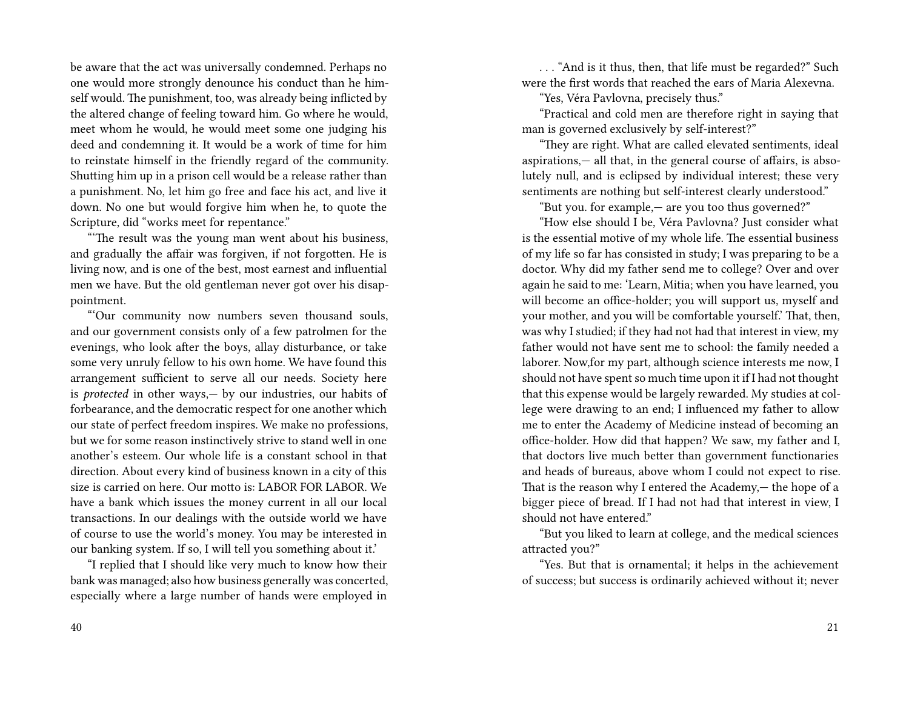be aware that the act was universally condemned. Perhaps no one would more strongly denounce his conduct than he himself would. The punishment, too, was already being inflicted by the altered change of feeling toward him. Go where he would, meet whom he would, he would meet some one judging his deed and condemning it. It would be a work of time for him to reinstate himself in the friendly regard of the community. Shutting him up in a prison cell would be a release rather than a punishment. No, let him go free and face his act, and live it down. No one but would forgive him when he, to quote the Scripture, did "works meet for repentance."

"'The result was the young man went about his business, and gradually the affair was forgiven, if not forgotten. He is living now, and is one of the best, most earnest and influential men we have. But the old gentleman never got over his disappointment.

"'Our community now numbers seven thousand souls, and our government consists only of a few patrolmen for the evenings, who look after the boys, allay disturbance, or take some very unruly fellow to his own home. We have found this arrangement sufficient to serve all our needs. Society here is *protected* in other ways,— by our industries, our habits of forbearance, and the democratic respect for one another which our state of perfect freedom inspires. We make no professions, but we for some reason instinctively strive to stand well in one another's esteem. Our whole life is a constant school in that direction. About every kind of business known in a city of this size is carried on here. Our motto is: LABOR FOR LABOR. We have a bank which issues the money current in all our local transactions. In our dealings with the outside world we have of course to use the world's money. You may be interested in our banking system. If so, I will tell you something about it.'

"I replied that I should like very much to know how their bank was managed; also how business generally was concerted, especially where a large number of hands were employed in

. . . "And is it thus, then, that life must be regarded?" Such were the first words that reached the ears of Maria Alexevna.

"Yes, Véra Pavlovna, precisely thus."

"Practical and cold men are therefore right in saying that man is governed exclusively by self-interest?"

"They are right. What are called elevated sentiments, ideal aspirations,— all that, in the general course of affairs, is absolutely null, and is eclipsed by individual interest; these very sentiments are nothing but self-interest clearly understood."

"But you. for example,— are you too thus governed?"

"How else should I be, Véra Pavlovna? Just consider what is the essential motive of my whole life. The essential business of my life so far has consisted in study; I was preparing to be a doctor. Why did my father send me to college? Over and over again he said to me: 'Learn, Mitia; when you have learned, you will become an office-holder; you will support us, myself and your mother, and you will be comfortable yourself.' That, then, was why I studied; if they had not had that interest in view, my father would not have sent me to school: the family needed a laborer. Now,for my part, although science interests me now, I should not have spent so much time upon it if I had not thought that this expense would be largely rewarded. My studies at college were drawing to an end; I influenced my father to allow me to enter the Academy of Medicine instead of becoming an office-holder. How did that happen? We saw, my father and I, that doctors live much better than government functionaries and heads of bureaus, above whom I could not expect to rise. That is the reason why I entered the Academy,— the hope of a bigger piece of bread. If I had not had that interest in view, I should not have entered."

"But you liked to learn at college, and the medical sciences attracted you?"

"Yes. But that is ornamental; it helps in the achievement of success; but success is ordinarily achieved without it; never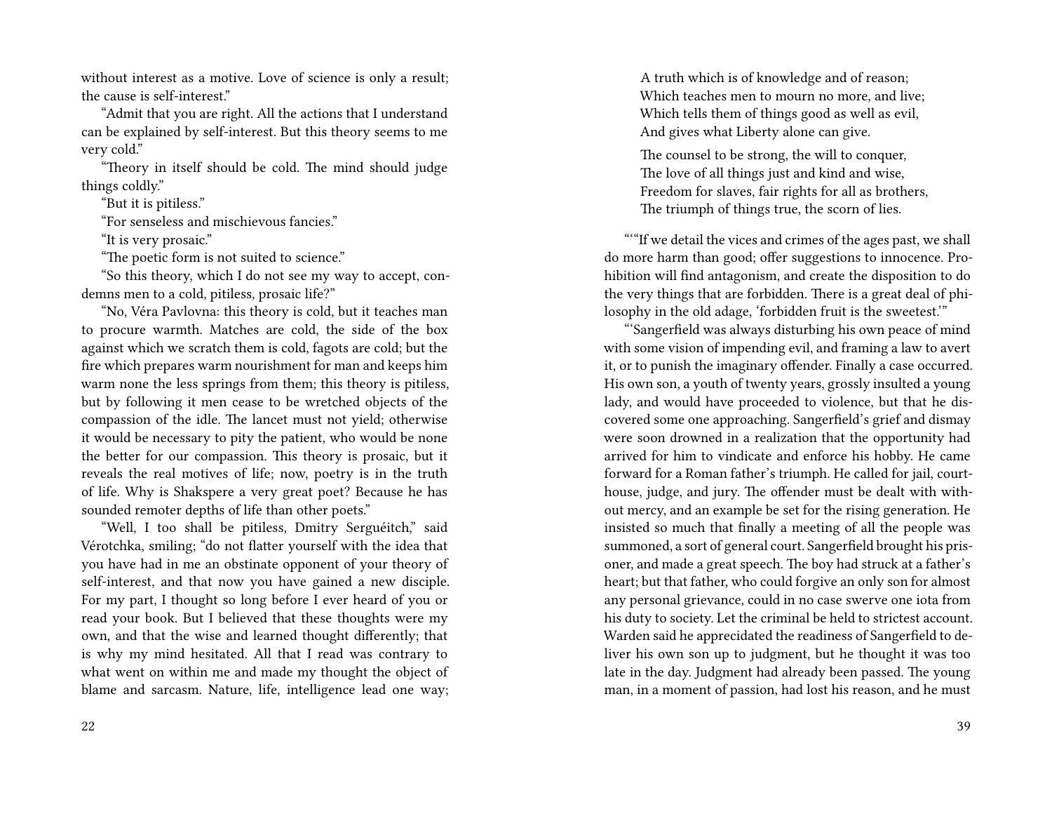without interest as a motive. Love of science is only a result; the cause is self-interest."

"Admit that you are right. All the actions that I understand can be explained by self-interest. But this theory seems to me very cold."

"Theory in itself should be cold. The mind should judge things coldly."

"But it is pitiless."

"For senseless and mischievous fancies."

"It is very prosaic."

"The poetic form is not suited to science."

"So this theory, which I do not see my way to accept, condemns men to a cold, pitiless, prosaic life?"

"No, Véra Pavlovna: this theory is cold, but it teaches man to procure warmth. Matches are cold, the side of the box against which we scratch them is cold, fagots are cold; but the fire which prepares warm nourishment for man and keeps him warm none the less springs from them; this theory is pitiless, but by following it men cease to be wretched objects of the compassion of the idle. The lancet must not yield; otherwise it would be necessary to pity the patient, who would be none the better for our compassion. This theory is prosaic, but it reveals the real motives of life; now, poetry is in the truth of life. Why is Shakspere a very great poet? Because he has sounded remoter depths of life than other poets."

"Well, I too shall be pitiless, Dmitry Serguéitch," said Vérotchka, smiling; "do not flatter yourself with the idea that you have had in me an obstinate opponent of your theory of self-interest, and that now you have gained a new disciple. For my part, I thought so long before I ever heard of you or read your book. But I believed that these thoughts were my own, and that the wise and learned thought differently; that is why my mind hesitated. All that I read was contrary to what went on within me and made my thought the object of blame and sarcasm. Nature, life, intelligence lead one way;

A truth which is of knowledge and of reason;
Which teaches men to mourn no more, and live;
Which tells them of things good as well as evil,
And gives what Liberty alone can give.

The counsel to be strong, the will to conquer,
The love of all things just and kind and wise,
Freedom for slaves, fair rights for all as brothers,
The triumph of things true, the scorn of lies.

"'"If we detail the vices and crimes of the ages past, we shall do more harm than good; offer suggestions to innocence. Prohibition will find antagonism, and create the disposition to do the very things that are forbidden. There is a great deal of philosophy in the old adage, 'forbidden fruit is the sweetest.'"

"'Sangerfield was always disturbing his own peace of mind with some vision of impending evil, and framing a law to avert it, or to punish the imaginary offender. Finally a case occurred. His own son, a youth of twenty years, grossly insulted a young lady, and would have proceeded to violence, but that he discovered some one approaching. Sangerfield's grief and dismay were soon drowned in a realization that the opportunity had arrived for him to vindicate and enforce his hobby. He came forward for a Roman father's triumph. He called for jail, courthouse, judge, and jury. The offender must be dealt with without mercy, and an example be set for the rising generation. He insisted so much that finally a meeting of all the people was summoned, a sort of general court. Sangerfield brought his prisoner, and made a great speech. The boy had struck at a father's heart; but that father, who could forgive an only son for almost any personal grievance, could in no case swerve one iota from his duty to society. Let the criminal be held to strictest account. Warden said he apprecidated the readiness of Sangerfield to deliver his own son up to judgment, but he thought it was too late in the day. Judgment had already been passed. The young man, in a moment of passion, had lost his reason, and he must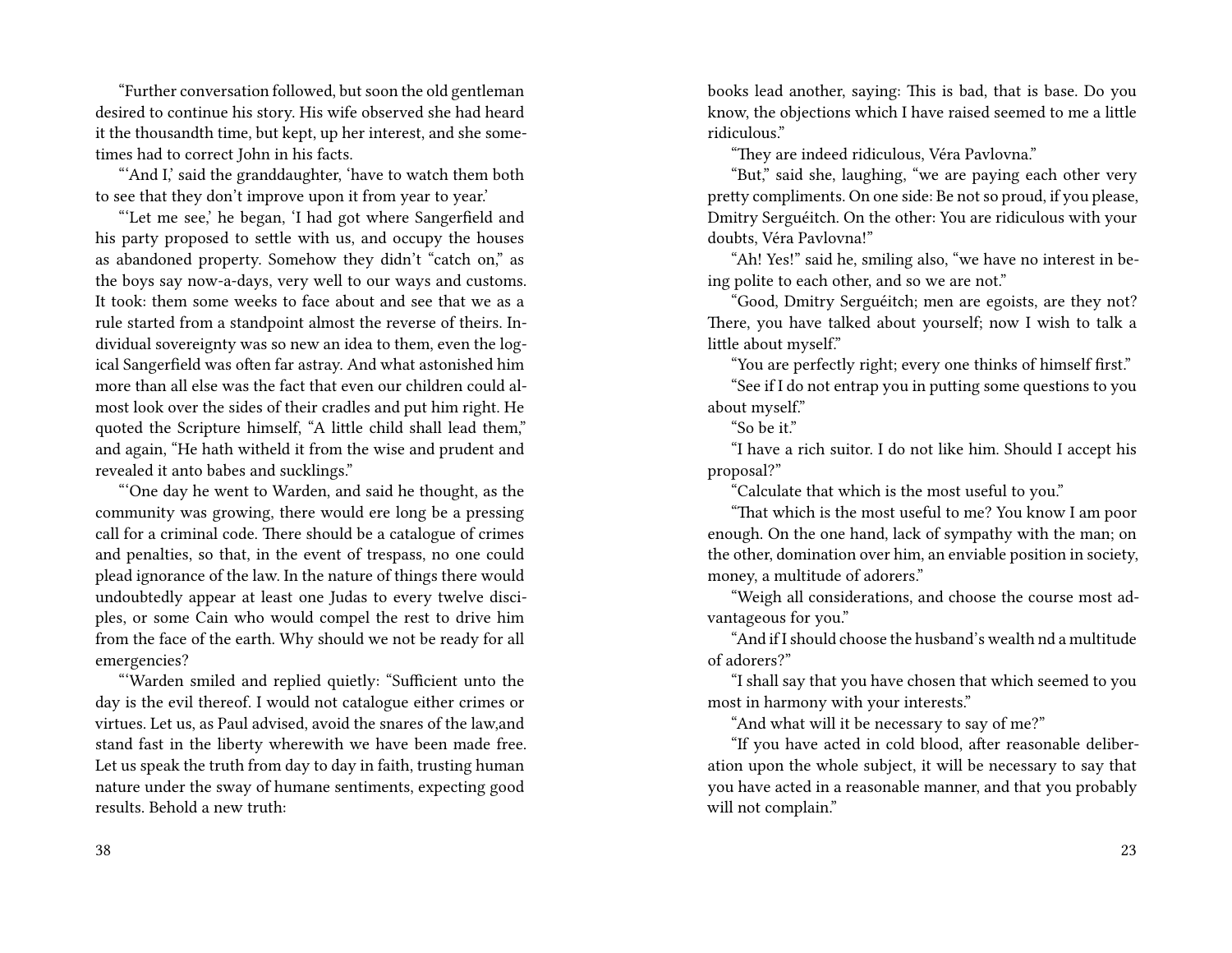"Further conversation followed, but soon the old gentleman desired to continue his story. His wife observed she had heard it the thousandth time, but kept, up her interest, and she sometimes had to correct John in his facts.

"'And I,' said the granddaughter, 'have to watch them both to see that they don't improve upon it from year to year.'

"'Let me see,' he began, 'I had got where Sangerfield and his party proposed to settle with us, and occupy the houses as abandoned property. Somehow they didn't "catch on," as the boys say now-a-days, very well to our ways and customs. It took: them some weeks to face about and see that we as a rule started from a standpoint almost the reverse of theirs. Individual sovereignty was so new an idea to them, even the logical Sangerfield was often far astray. And what astonished him more than all else was the fact that even our children could almost look over the sides of their cradles and put him right. He quoted the Scripture himself, "A little child shall lead them," and again, "He hath witheld it from the wise and prudent and revealed it anto babes and sucklings."

"'One day he went to Warden, and said he thought, as the community was growing, there would ere long be a pressing call for a criminal code. There should be a catalogue of crimes and penalties, so that, in the event of trespass, no one could plead ignorance of the law. In the nature of things there would undoubtedly appear at least one Judas to every twelve disciples, or some Cain who would compel the rest to drive him from the face of the earth. Why should we not be ready for all emergencies?

"'Warden smiled and replied quietly: "Sufficient unto the day is the evil thereof. I would not catalogue either crimes or virtues. Let us, as Paul advised, avoid the snares of the law,and stand fast in the liberty wherewith we have been made free. Let us speak the truth from day to day in faith, trusting human nature under the sway of humane sentiments, expecting good results. Behold a new truth:

books lead another, saying: This is bad, that is base. Do you know, the objections which I have raised seemed to me a little ridiculous."

"They are indeed ridiculous, Véra Pavlovna."

"But," said she, laughing, "we are paying each other very pretty compliments. On one side: Be not so proud, if you please, Dmitry Serguéitch. On the other: You are ridiculous with your doubts, Véra Pavlovna!"

"Ah! Yes!" said he, smiling also, "we have no interest in being polite to each other, and so we are not."

"Good, Dmitry Serguéitch; men are egoists, are they not? There, you have talked about yourself; now I wish to talk a little about myself."

"You are perfectly right; every one thinks of himself first."

"See if I do not entrap you in putting some questions to you about myself."

"So be it."

"I have a rich suitor. I do not like him. Should I accept his proposal?"

"Calculate that which is the most useful to you."

"That which is the most useful to me? You know I am poor enough. On the one hand, lack of sympathy with the man; on the other, domination over him, an enviable position in society, money, a multitude of adorers."

"Weigh all considerations, and choose the course most advantageous for you."

"And if I should choose the husband's wealth nd a multitude of adorers?"

"I shall say that you have chosen that which seemed to you most in harmony with your interests."

"And what will it be necessary to say of me?"

"If you have acted in cold blood, after reasonable deliberation upon the whole subject, it will be necessary to say that you have acted in a reasonable manner, and that you probably will not complain."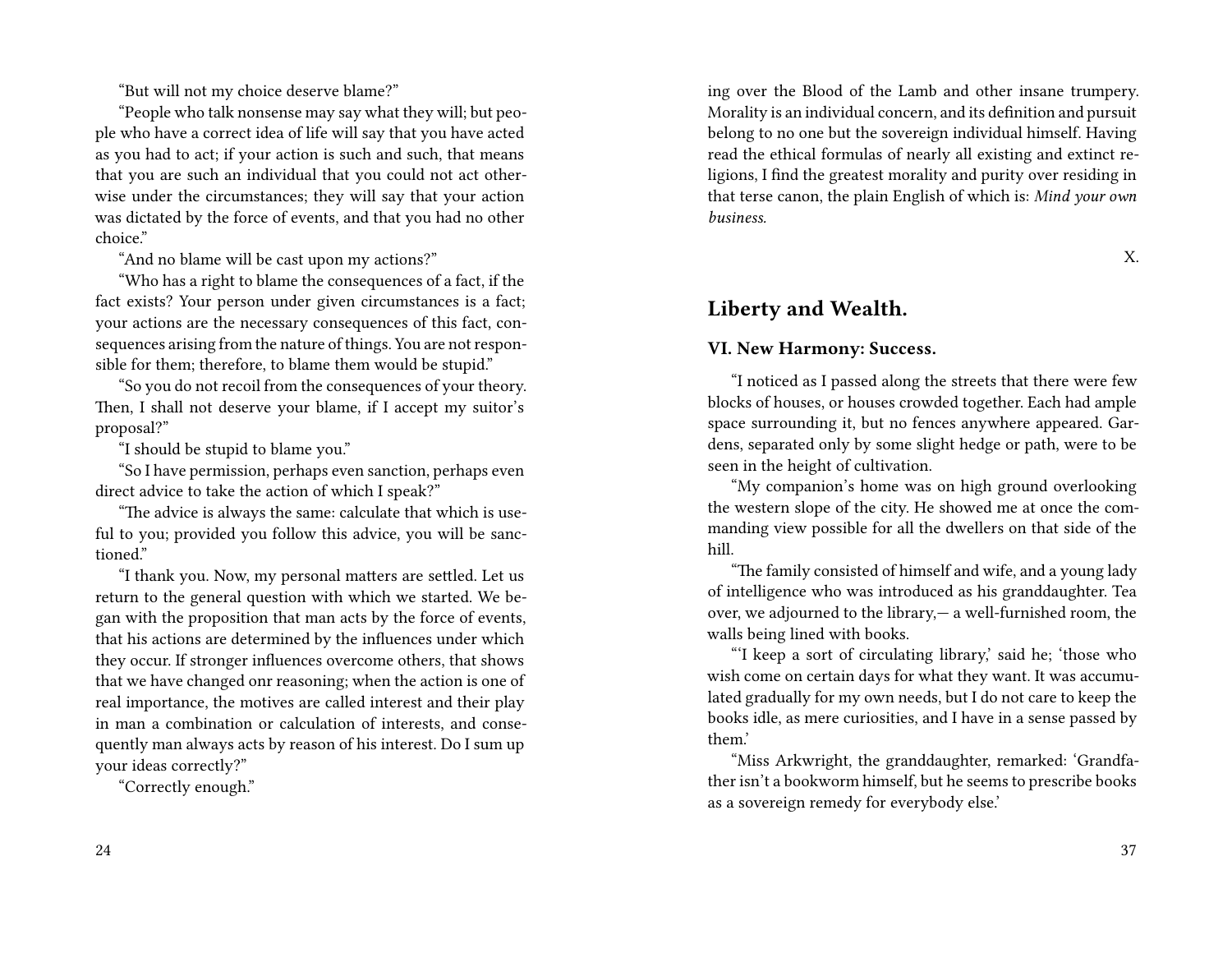"But will not my choice deserve blame?"

"People who talk nonsense may say what they will; but people who have a correct idea of life will say that you have acted as you had to act; if your action is such and such, that means that you are such an individual that you could not act otherwise under the circumstances; they will say that your action was dictated by the force of events, and that you had no other choice."

"And no blame will be cast upon my actions?"

"Who has a right to blame the consequences of a fact, if the fact exists? Your person under given circumstances is a fact; your actions are the necessary consequences of this fact, consequences arising from the nature of things. You are not responsible for them; therefore, to blame them would be stupid."

"So you do not recoil from the consequences of your theory. Then, I shall not deserve your blame, if I accept my suitor's proposal?"

"I should be stupid to blame you."

"So I have permission, perhaps even sanction, perhaps even direct advice to take the action of which I speak?"

"The advice is always the same: calculate that which is useful to you; provided you follow this advice, you will be sanctioned."

"I thank you. Now, my personal matters are settled. Let us return to the general question with which we started. We began with the proposition that man acts by the force of events, that his actions are determined by the influences under which they occur. If stronger influences overcome others, that shows that we have changed onr reasoning; when the action is one of real importance, the motives are called interest and their play in man a combination or calculation of interests, and consequently man always acts by reason of his interest. Do I sum up your ideas correctly?"

"Correctly enough."

ing over the Blood of the Lamb and other insane trumpery. Morality is an individual concern, and its definition and pursuit belong to no one but the sovereign individual himself. Having read the ethical formulas of nearly all existing and extinct religions, I find the greatest morality and purity over residing in that terse canon, the plain English of which is: *Mind your own business.*

X.

## Liberty and Wealth.

### VI. New Harmony: Success.

"I noticed as I passed along the streets that there were few blocks of houses, or houses crowded together. Each had ample space surrounding it, but no fences anywhere appeared. Gardens, separated only by some slight hedge or path, were to be seen in the height of cultivation.

"My companion's home was on high ground overlooking the western slope of the city. He showed me at once the commanding view possible for all the dwellers on that side of the hill.

"The family consisted of himself and wife, and a young lady of intelligence who was introduced as his granddaughter. Tea over, we adjourned to the library,— a well-furnished room, the walls being lined with books.

"'I keep a sort of circulating library,' said he; 'those who wish come on certain days for what they want. It was accumulated gradually for my own needs, but I do not care to keep the books idle, as mere curiosities, and I have in a sense passed by them.'

"Miss Arkwright, the granddaughter, remarked: 'Grandfather isn't a bookworm himself, but he seems to prescribe books as a sovereign remedy for everybody else.'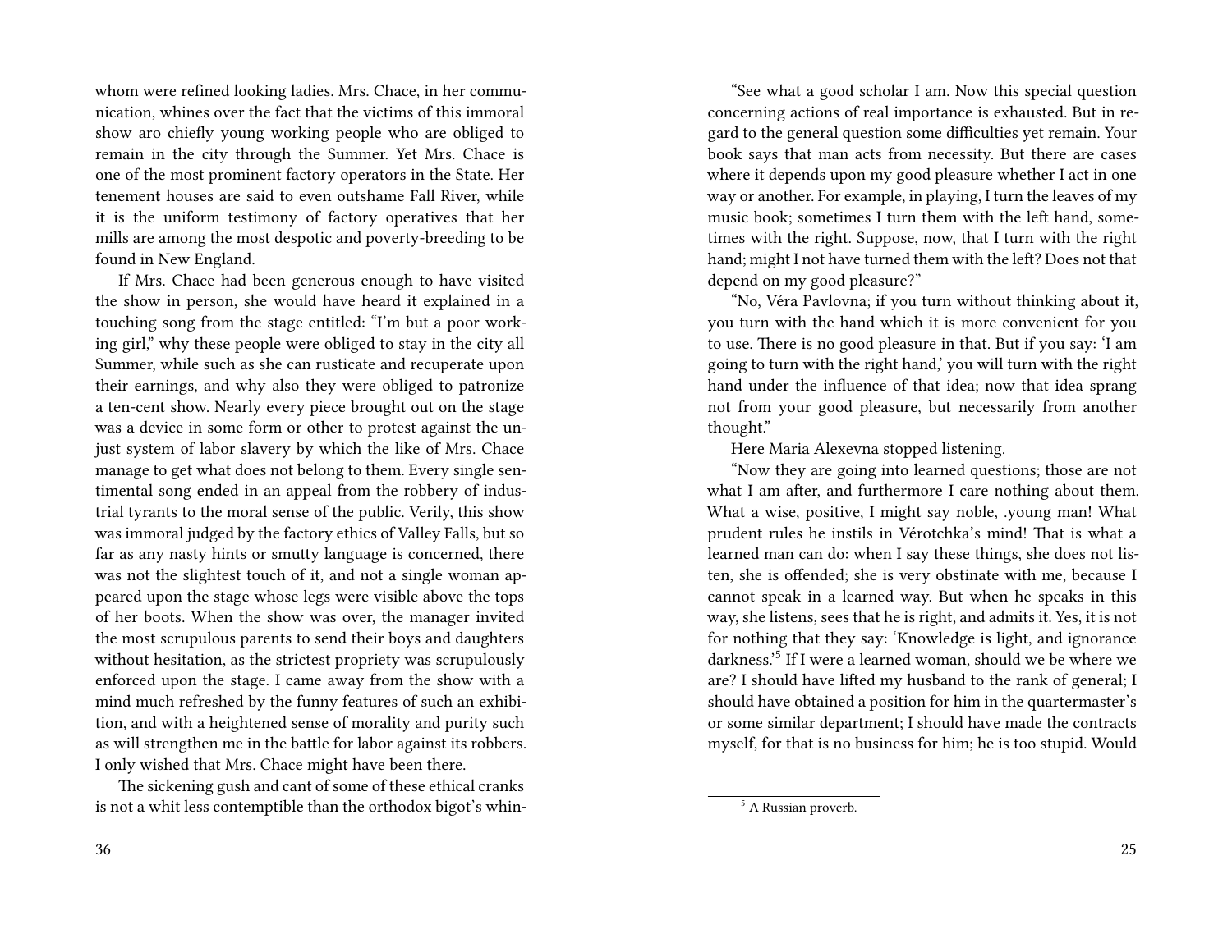whom were refined looking ladies. Mrs. Chace, in her communication, whines over the fact that the victims of this immoral show aro chiefly young working people who are obliged to remain in the city through the Summer. Yet Mrs. Chace is one of the most prominent factory operators in the State. Her tenement houses are said to even outshame Fall River, while it is the uniform testimony of factory operatives that her mills are among the most despotic and poverty-breeding to be found in New England.

If Mrs. Chace had been generous enough to have visited the show in person, she would have heard it explained in a touching song from the stage entitled: "I'm but a poor working girl," why these people were obliged to stay in the city all Summer, while such as she can rusticate and recuperate upon their earnings, and why also they were obliged to patronize a ten-cent show. Nearly every piece brought out on the stage was a device in some form or other to protest against the unjust system of labor slavery by which the like of Mrs. Chace manage to get what does not belong to them. Every single sentimental song ended in an appeal from the robbery of industrial tyrants to the moral sense of the public. Verily, this show was immoral judged by the factory ethics of Valley Falls, but so far as any nasty hints or smutty language is concerned, there was not the slightest touch of it, and not a single woman appeared upon the stage whose legs were visible above the tops of her boots. When the show was over, the manager invited the most scrupulous parents to send their boys and daughters without hesitation, as the strictest propriety was scrupulously enforced upon the stage. I came away from the show with a mind much refreshed by the funny features of such an exhibition, and with a heightened sense of morality and purity such as will strengthen me in the battle for labor against its robbers. I only wished that Mrs. Chace might have been there.

The sickening gush and cant of some of these ethical cranks is not a whit less contemptible than the orthodox bigot's whin-

"See what a good scholar I am. Now this special question concerning actions of real importance is exhausted. But in regard to the general question some difficulties yet remain. Your book says that man acts from necessity. But there are cases where it depends upon my good pleasure whether I act in one way or another. For example, in playing, I turn the leaves of my music book; sometimes I turn them with the left hand, sometimes with the right. Suppose, now, that I turn with the right hand; might I not have turned them with the left? Does not that depend on my good pleasure?"

"No, Véra Pavlovna; if you turn without thinking about it, you turn with the hand which it is more convenient for you to use. There is no good pleasure in that. But if you say: 'I am going to turn with the right hand,' you will turn with the right hand under the influence of that idea; now that idea sprang not from your good pleasure, but necessarily from another thought."

Here Maria Alexevna stopped listening.

"Now they are going into learned questions; those are not what I am after, and furthermore I care nothing about them. What a wise, positive, I might say noble, .young man! What prudent rules he instils in Vérotchka's mind! That is what a learned man can do: when I say these things, she does not listen, she is offended; she is very obstinate with me, because I cannot speak in a learned way. But when he speaks in this way, she listens, sees that he is right, and admits it. Yes, it is not for nothing that they say: 'Knowledge is light, and ignorance darkness.'[5] If I were a learned woman, should we be where we are? I should have lifted my husband to the rank of general; I should have obtained a position for him in the quartermaster's or some similar department; I should have made the contracts myself, for that is no business for him; he is too stupid. Would

[5] A Russian proverb.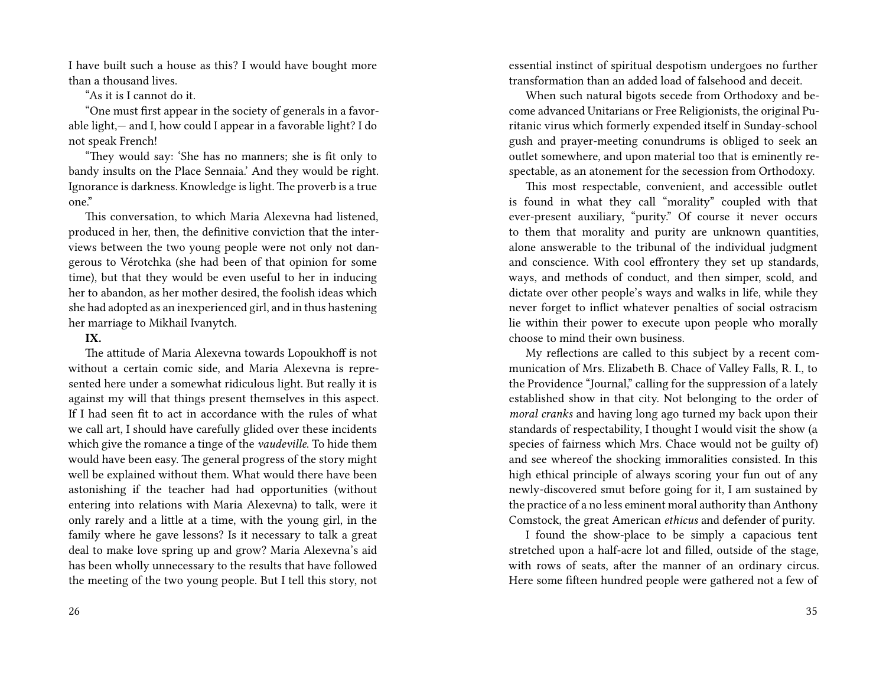I have built such a house as this? I would have bought more than a thousand lives.

"As it is I cannot do it.

"One must first appear in the society of generals in a favorable light,— and I, how could I appear in a favorable light? I do not speak French!

"They would say: 'She has no manners; she is fit only to bandy insults on the Place Sennaia.' And they would be right. Ignorance is darkness. Knowledge is light. The proverb is a true one."

This conversation, to which Maria Alexevna had listened, produced in her, then, the definitive conviction that the interviews between the two young people were not only not dangerous to Vérotchka (she had been of that opinion for some time), but that they would be even useful to her in inducing her to abandon, as her mother desired, the foolish ideas which she had adopted as an inexperienced girl, and in thus hastening her marriage to Mikhail Ivanytch.

**IX.**

The attitude of Maria Alexevna towards Lopoukhoff is not without a certain comic side, and Maria Alexevna is represented here under a somewhat ridiculous light. But really it is against my will that things present themselves in this aspect. If I had seen fit to act in accordance with the rules of what we call art, I should have carefully glided over these incidents which give the romance a tinge of the *vaudeville*. To hide them would have been easy. The general progress of the story might well be explained without them. What would there have been astonishing if the teacher had had opportunities (without entering into relations with Maria Alexevna) to talk, were it only rarely and a little at a time, with the young girl, in the family where he gave lessons? Is it necessary to talk a great deal to make love spring up and grow? Maria Alexevna's aid has been wholly unnecessary to the results that have followed the meeting of the two young people. But I tell this story, not

essential instinct of spiritual despotism undergoes no further transformation than an added load of falsehood and deceit.

When such natural bigots secede from Orthodoxy and become advanced Unitarians or Free Religionists, the original Puritanic virus which formerly expended itself in Sunday-school gush and prayer-meeting conundrums is obliged to seek an outlet somewhere, and upon material too that is eminently respectable, as an atonement for the secession from Orthodoxy.

This most respectable, convenient, and accessible outlet is found in what they call "morality" coupled with that ever-present auxiliary, "purity." Of course it never occurs to them that morality and purity are unknown quantities, alone answerable to the tribunal of the individual judgment and conscience. With cool effrontery they set up standards, ways, and methods of conduct, and then simper, scold, and dictate over other people's ways and walks in life, while they never forget to inflict whatever penalties of social ostracism lie within their power to execute upon people who morally choose to mind their own business.

My reflections are called to this subject by a recent communication of Mrs. Elizabeth B. Chace of Valley Falls, R. I., to the Providence "Journal," calling for the suppression of a lately established show in that city. Not belonging to the order of *moral cranks* and having long ago turned my back upon their standards of respectability, I thought I would visit the show (a species of fairness which Mrs. Chace would not be guilty of) and see whereof the shocking immoralities consisted. In this high ethical principle of always scoring your fun out of any newly-discovered smut before going for it, I am sustained by the practice of a no less eminent moral authority than Anthony Comstock, the great American *ethicus* and defender of purity.

I found the show-place to be simply a capacious tent stretched upon a half-acre lot and filled, outside of the stage, with rows of seats, after the manner of an ordinary circus. Here some fifteen hundred people were gathered not a few of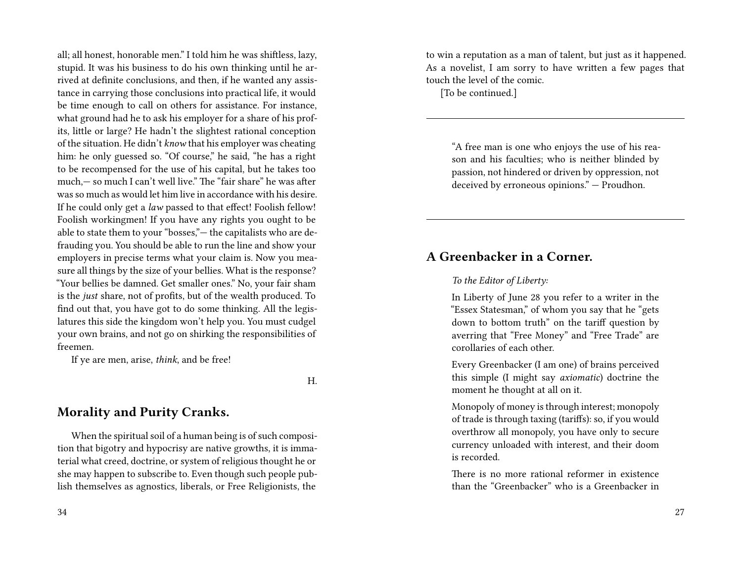all; all honest, honorable men." I told him he was shiftless, lazy, stupid. It was his business to do his own thinking until he arrived at definite conclusions, and then, if he wanted any assistance in carrying those conclusions into practical life, it would be time enough to call on others for assistance. For instance, what ground had he to ask his employer for a share of his profits, little or large? He hadn't the slightest rational conception of the situation. He didn't *know* that his employer was cheating him: he only guessed so. "Of course," he said, "he has a right to be recompensed for the use of his capital, but he takes too much,— so much I can't well live." The "fair share" he was after was so much as would let him live in accordance with his desire. If he could only get a *law* passed to that effect! Foolish fellow! Foolish workingmen! If you have any rights you ought to be able to state them to your "bosses,"— the capitalists who are defrauding you. You should be able to run the line and show your employers in precise terms what your claim is. Now you measure all things by the size of your bellies. What is the response? "Your bellies be damned. Get smaller ones." No, your fair sham is the *just* share, not of profits, but of the wealth produced. To find out that, you have got to do some thinking. All the legislatures this side the kingdom won't help you. You must cudgel your own brains, and not go on shirking the responsibilities of freemen.

If ye are men, arise, *think*, and be free!

H.

## Morality and Purity Cranks.

When the spiritual soil of a human being is of such composition that bigotry and hypocrisy are native growths, it is immaterial what creed, doctrine, or system of religious thought he or she may happen to subscribe to. Even though such people publish themselves as agnostics, liberals, or Free Religionists, the

to win a reputation as a man of talent, but just as it happened. As a novelist, I am sorry to have written a few pages that touch the level of the comic.

[To be continued.]

---

> "A free man is one who enjoys the use of his reason and his faculties; who is neither blinded by passion, not hindered or driven by oppression, not deceived by erroneous opinions." — Proudhon.

---

## A Greenbacker in a Corner.

*To the Editor of Liberty:*

In Liberty of June 28 you refer to a writer in the "Essex Statesman," of whom you say that he "gets down to bottom truth" on the tariff question by averring that "Free Money" and "Free Trade" are corollaries of each other.

Every Greenbacker (I am one) of brains perceived this simple (I might say *axiomatic*) doctrine the moment he thought at all on it.

Monopoly of money is through interest; monopoly of trade is through taxing (tariffs): so, if you would overthrow all monopoly, you have only to secure currency unloaded with interest, and their doom is recorded.

There is no more rational reformer in existence than the "Greenbacker" who is a Greenbacker in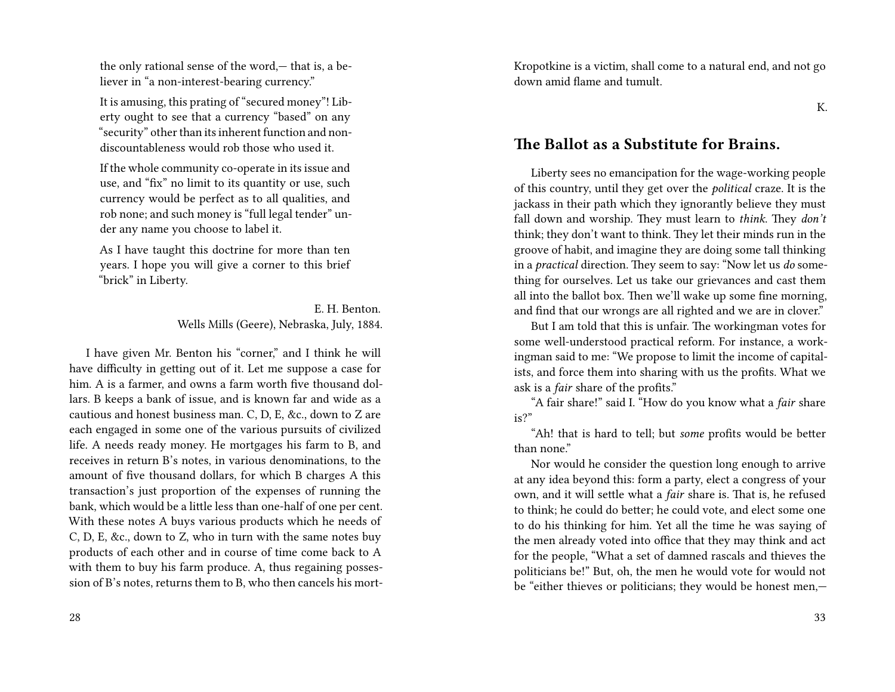> the only rational sense of the word,— that is, a believer in "a non-interest-bearing currency."
>
> It is amusing, this prating of "secured money"! Liberty ought to see that a currency "based" on any "security" other than its inherent function and non-discountableness would rob those who used it.
>
> If the whole community co-operate in its issue and use, and "fix" no limit to its quantity or use, such currency would be perfect as to all qualities, and rob none; and such money is "full legal tender" under any name you choose to label it.
>
> As I have taught this doctrine for more than ten years. I hope you will give a corner to this brief "brick" in Liberty.
>
> E. H. Benton.
> Wells Mills (Geere), Nebraska, July, 1884.

I have given Mr. Benton his "corner," and I think he will have difficulty in getting out of it. Let me suppose a case for him. A is a farmer, and owns a farm worth five thousand dollars. B keeps a bank of issue, and is known far and wide as a cautious and honest business man. C, D, E, &c., down to Z are each engaged in some one of the various pursuits of civilized life. A needs ready money. He mortgages his farm to B, and receives in return B's notes, in various denominations, to the amount of five thousand dollars, for which B charges A this transaction's just proportion of the expenses of running the bank, which would be a little less than one-half of one per cent. With these notes A buys various products which he needs of C, D, E, &c., down to Z, who in turn with the same notes buy products of each other and in course of time come back to A with them to buy his farm produce. A, thus regaining possession of B's notes, returns them to B, who then cancels his mort-

Kropotkine is a victim, shall come to a natural end, and not go down amid flame and tumult.

K.

## The Ballot as a Substitute for Brains.

Liberty sees no emancipation for the wage-working people of this country, until they get over the *political* craze. It is the jackass in their path which they ignorantly believe they must fall down and worship. They must learn to *think.* They *don't* think; they don't want to think. They let their minds run in the groove of habit, and imagine they are doing some tall thinking in a *practical* direction. They seem to say: "Now let us *do* something for ourselves. Let us take our grievances and cast them all into the ballot box. Then we'll wake up some fine morning, and find that our wrongs are all righted and we are in clover."

But I am told that this is unfair. The workingman votes for some well-understood practical reform. For instance, a workingman said to me: "We propose to limit the income of capitalists, and force them into sharing with us the profits. What we ask is a *fair* share of the profits."

"A fair share!" said I. "How do you know what a *fair* share is?"

"Ah! that is hard to tell; but *some* profits would be better than none."

Nor would he consider the question long enough to arrive at any idea beyond this: form a party, elect a congress of your own, and it will settle what a *fair* share is. That is, he refused to think; he could do better; he could vote, and elect some one to do his thinking for him. Yet all the time he was saying of the men already voted into office that they may think and act for the people, "What a set of damned rascals and thieves the politicians be!" But, oh, the men he would vote for would not be "either thieves or politicians; they would be honest men,—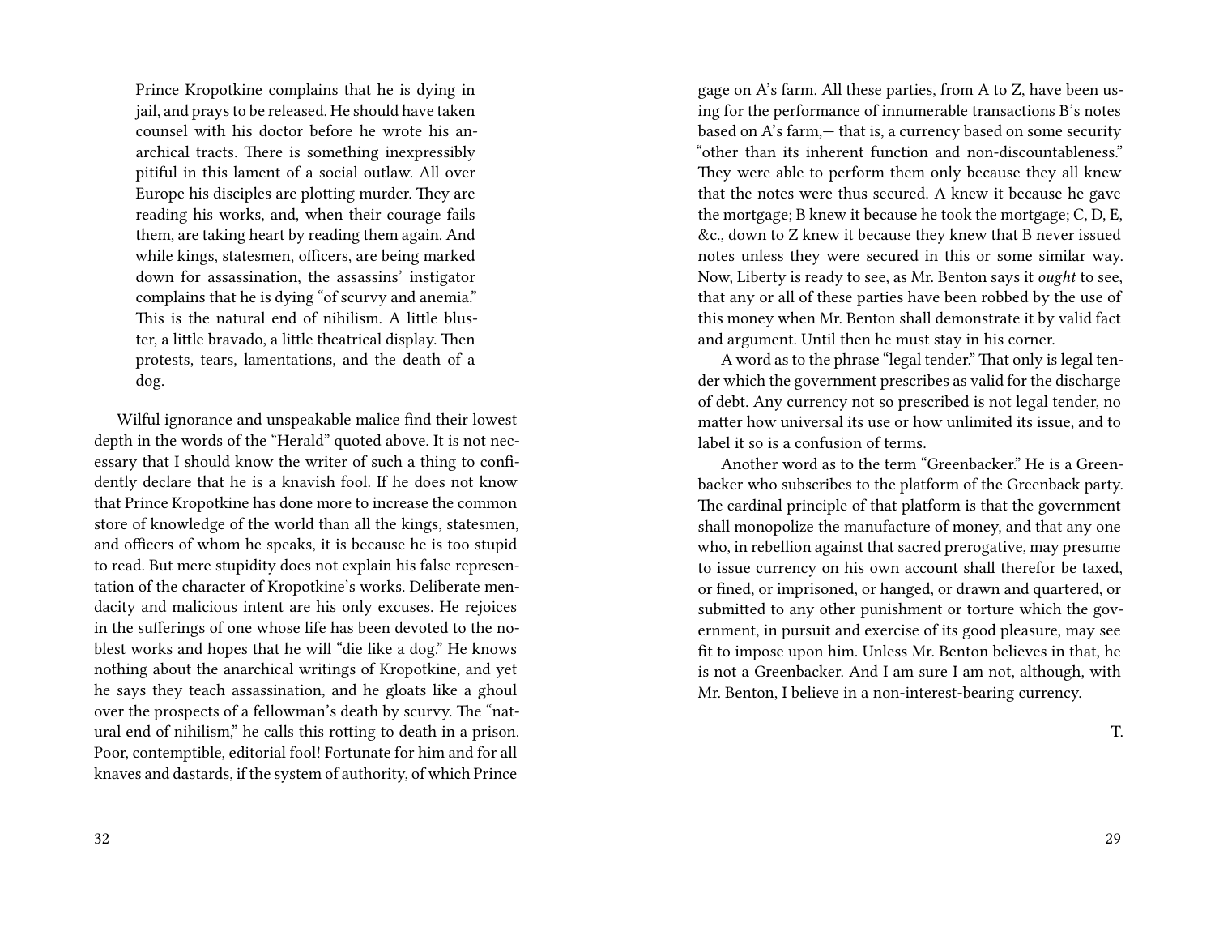> Prince Kropotkine complains that he is dying in jail, and prays to be released. He should have taken counsel with his doctor before he wrote his anarchical tracts. There is something inexpressibly pitiful in this lament of a social outlaw. All over Europe his disciples are plotting murder. They are reading his works, and, when their courage fails them, are taking heart by reading them again. And while kings, statesmen, officers, are being marked down for assassination, the assassins' instigator complains that he is dying "of scurvy and anemia." This is the natural end of nihilism. A little bluster, a little bravado, a little theatrical display. Then protests, tears, lamentations, and the death of a dog.

Wilful ignorance and unspeakable malice find their lowest depth in the words of the "Herald" quoted above. It is not necessary that I should know the writer of such a thing to confidently declare that he is a knavish fool. If he does not know that Prince Kropotkine has done more to increase the common store of knowledge of the world than all the kings, statesmen, and officers of whom he speaks, it is because he is too stupid to read. But mere stupidity does not explain his false representation of the character of Kropotkine's works. Deliberate mendacity and malicious intent are his only excuses. He rejoices in the sufferings of one whose life has been devoted to the noblest works and hopes that he will "die like a dog." He knows nothing about the anarchical writings of Kropotkine, and yet he says they teach assassination, and he gloats like a ghoul over the prospects of a fellowman's death by scurvy. The "natural end of nihilism," he calls this rotting to death in a prison. Poor, contemptible, editorial fool! Fortunate for him and for all knaves and dastards, if the system of authority, of which Prince

gage on A's farm. All these parties, from A to Z, have been using for the performance of innumerable transactions B's notes based on A's farm,— that is, a currency based on some security "other than its inherent function and non-discountableness." They were able to perform them only because they all knew that the notes were thus secured. A knew it because he gave the mortgage; B knew it because he took the mortgage; C, D, E, &c., down to Z knew it because they knew that B never issued notes unless they were secured in this or some similar way. Now, Liberty is ready to see, as Mr. Benton says it *ought* to see, that any or all of these parties have been robbed by the use of this money when Mr. Benton shall demonstrate it by valid fact and argument. Until then he must stay in his corner.

A word as to the phrase "legal tender." That only is legal tender which the government prescribes as valid for the discharge of debt. Any currency not so prescribed is not legal tender, no matter how universal its use or how unlimited its issue, and to label it so is a confusion of terms.

Another word as to the term "Greenbacker." He is a Greenbacker who subscribes to the platform of the Greenback party. The cardinal principle of that platform is that the government shall monopolize the manufacture of money, and that any one who, in rebellion against that sacred prerogative, may presume to issue currency on his own account shall therefor be taxed, or fined, or imprisoned, or hanged, or drawn and quartered, or submitted to any other punishment or torture which the government, in pursuit and exercise of its good pleasure, may see fit to impose upon him. Unless Mr. Benton believes in that, he is not a Greenbacker. And I am sure I am not, although, with Mr. Benton, I believe in a non-interest-bearing currency.

T.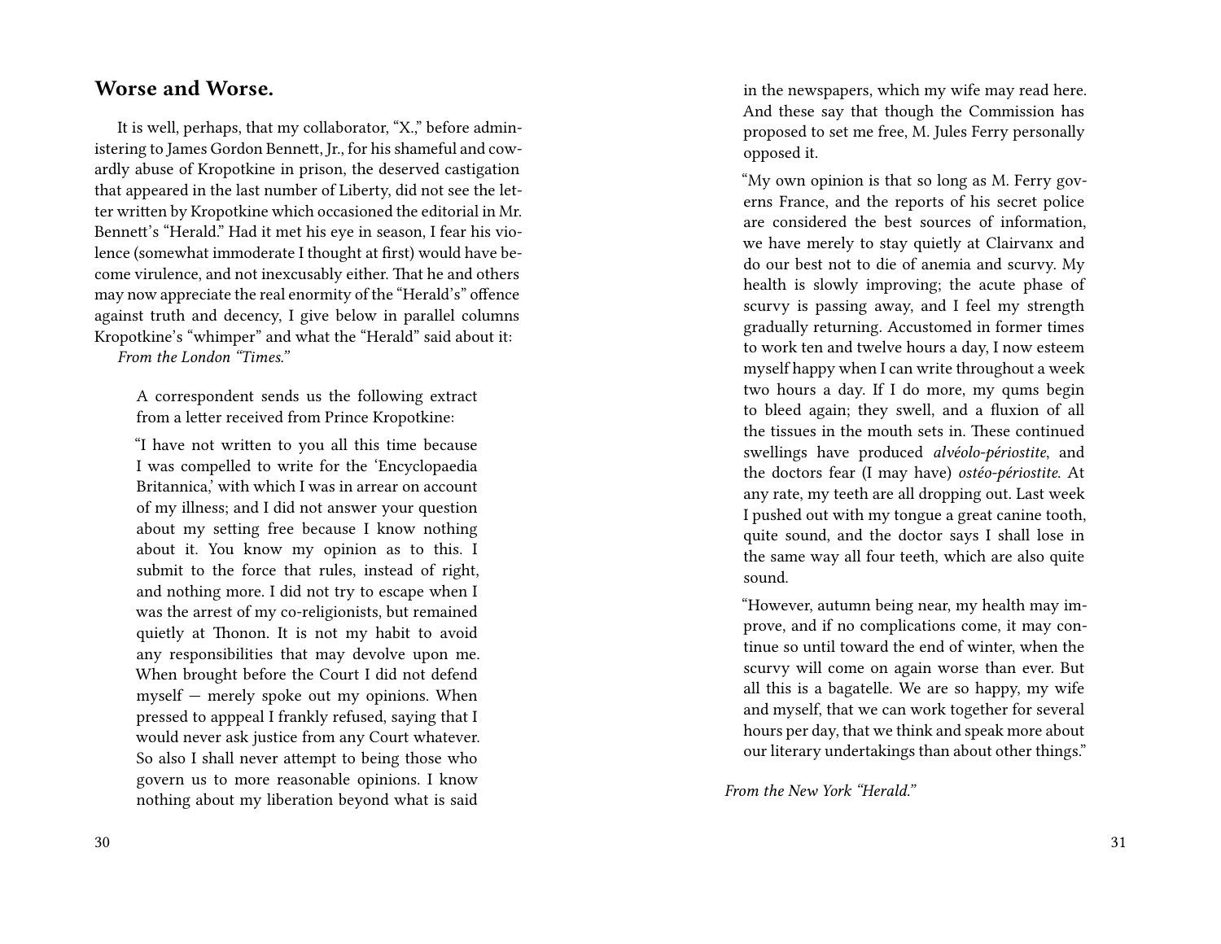## Worse and Worse.

It is well, perhaps, that my collaborator, "X.," before administering to James Gordon Bennett, Jr., for his shameful and cowardly abuse of Kropotkine in prison, the deserved castigation that appeared in the last number of Liberty, did not see the letter written by Kropotkine which occasioned the editorial in Mr. Bennett's "Herald." Had it met his eye in season, I fear his violence (somewhat immoderate I thought at first) would have become virulence, and not inexcusably either. That he and others may now appreciate the real enormity of the "Herald's" offence against truth and decency, I give below in parallel columns Kropotkine's "whimper" and what the "Herald" said about it:

*From the London "Times."*

> A correspondent sends us the following extract from a letter received from Prince Kropotkine:
>
> "I have not written to you all this time because I was compelled to write for the 'Encyclopaedia Britannica,' with which I was in arrear on account of my illness; and I did not answer your question about my setting free because I know nothing about it. You know my opinion as to this. I submit to the force that rules, instead of right, and nothing more. I did not try to escape when I was the arrest of my co-religionists, but remained quietly at Thonon. It is not my habit to avoid any responsibilities that may devolve upon me. When brought before the Court I did not defend myself — merely spoke out my opinions. When pressed to apppeal I frankly refused, saying that I would never ask justice from any Court whatever. So also I shall never attempt to being those who govern us to more reasonable opinions. I know nothing about my liberation beyond what is said in the newspapers, which my wife may read here. And these say that though the Commission has proposed to set me free, M. Jules Ferry personally opposed it.
>
> "My own opinion is that so long as M. Ferry governs France, and the reports of his secret police are considered the best sources of information, we have merely to stay quietly at Clairvanx and do our best not to die of anemia and scurvy. My health is slowly improving; the acute phase of scurvy is passing away, and I feel my strength gradually returning. Accustomed in former times to work ten and twelve hours a day, I now esteem myself happy when I can write throughout a week two hours a day. If I do more, my qums begin to bleed again; they swell, and a fluxion of all the tissues in the mouth sets in. These continued swellings have produced *alvéolo-périostite*, and the doctors fear (I may have) *ostéo-périostite*. At any rate, my teeth are all dropping out. Last week I pushed out with my tongue a great canine tooth, quite sound, and the doctor says I shall lose in the same way all four teeth, which are also quite sound.
>
> "However, autumn being near, my health may improve, and if no complications come, it may continue so until toward the end of winter, when the scurvy will come on again worse than ever. But all this is a bagatelle. We are so happy, my wife and myself, that we can work together for several hours per day, that we think and speak more about our literary undertakings than about other things."

*From the New York "Herald."*